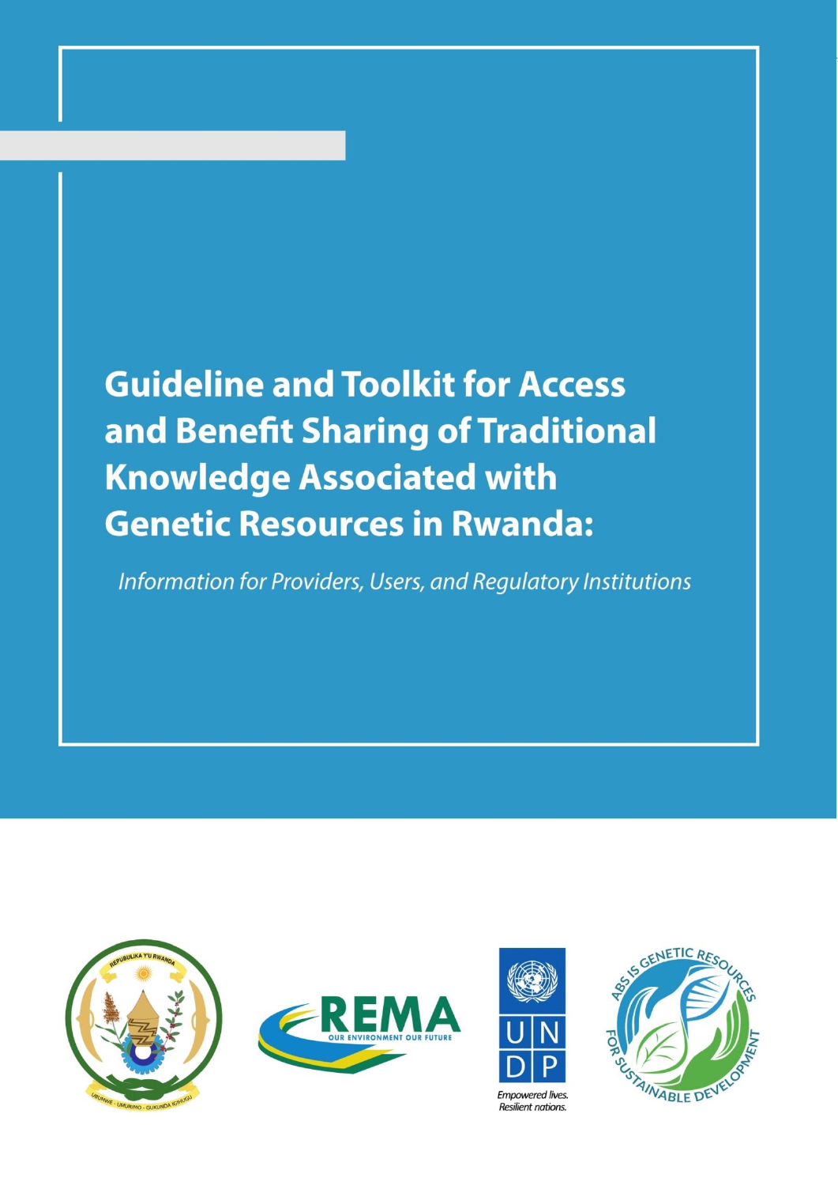# Guideline and Toolkit for Access and Benefit Sharing of Traditional Knowledge Associated with Genetic Resources in Rwanda:

*Information for Providers, Users, and Regulatory Institutions*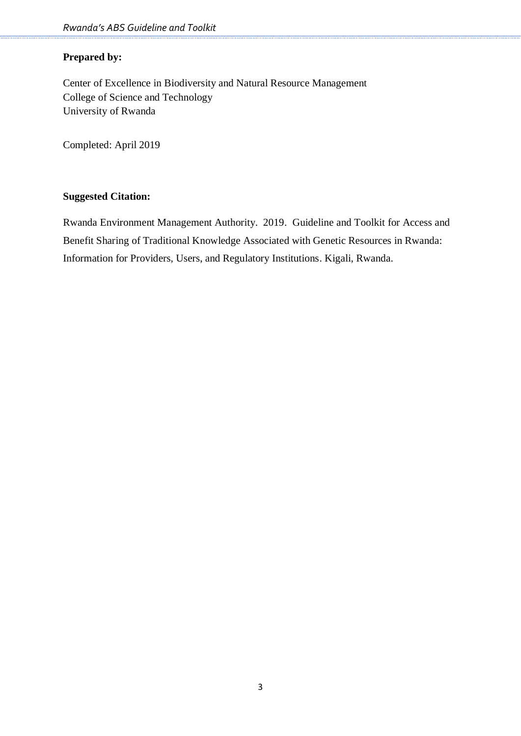**Prepared by:**

Center of Excellence in Biodiversity and Natural Resource Management
College of Science and Technology
University of Rwanda

Completed: April 2019

**Suggested Citation:**

Rwanda Environment Management Authority. 2019. Guideline and Toolkit for Access and Benefit Sharing of Traditional Knowledge Associated with Genetic Resources in Rwanda: Information for Providers, Users, and Regulatory Institutions. Kigali, Rwanda.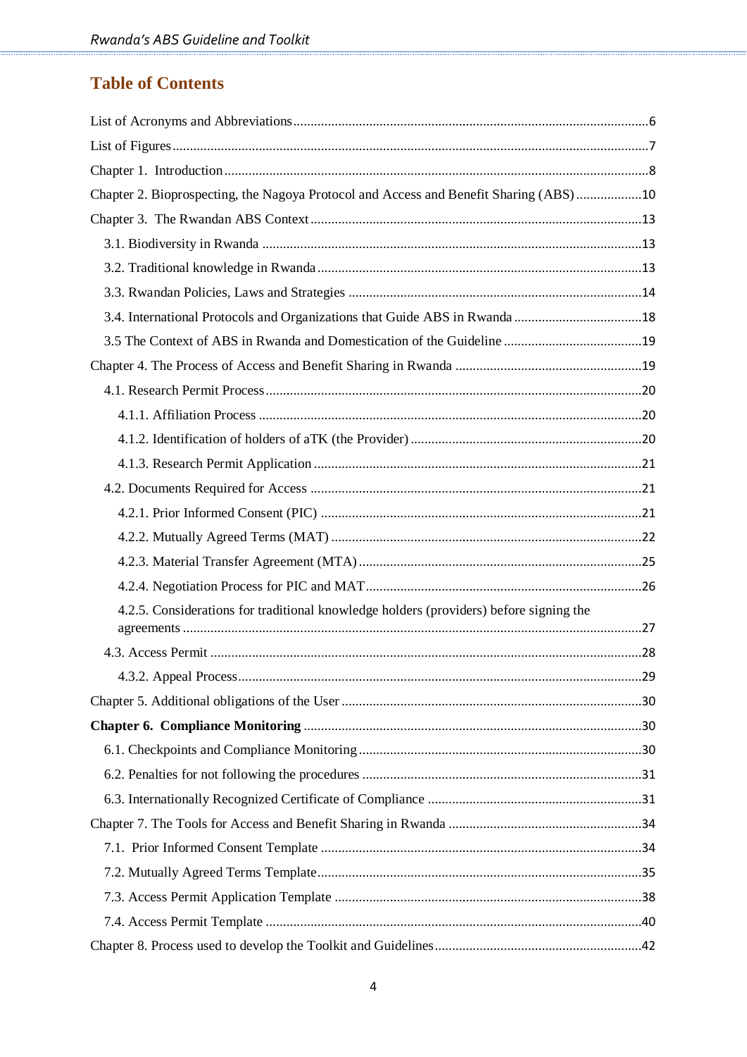## Table of Contents

List of Acronyms and Abbreviations ........................................................................................................6

List of Figures ..........................................................................................................................................7

Chapter 1. Introduction ............................................................................................................................8

Chapter 2. Bioprospecting, the Nagoya Protocol and Access and Benefit Sharing (ABS) ...................10

Chapter 3. The Rwandan ABS Context ..................................................................................................13

- 3.1. Biodiversity in Rwanda ...............................................................................................................13
- 3.2. Traditional knowledge in Rwanda ...............................................................................................13
- 3.3. Rwandan Policies, Laws and Strategies ......................................................................................14
- 3.4. International Protocols and Organizations that Guide ABS in Rwanda .....................................18
- 3.5 The Context of ABS in Rwanda and Domestication of the Guideline .........................................19

Chapter 4. The Process of Access and Benefit Sharing in Rwanda ......................................................19

- 4.1. Research Permit Process ..............................................................................................................20
  - 4.1.1. Affiliation Process ................................................................................................................20
  - 4.1.2. Identification of holders of aTK (the Provider) ...................................................................20
  - 4.1.3. Research Permit Application ...............................................................................................21
- 4.2. Documents Required for Access .................................................................................................21
  - 4.2.1. Prior Informed Consent (PIC) .............................................................................................21
  - 4.2.2. Mutually Agreed Terms (MAT) ..........................................................................................22
  - 4.2.3. Material Transfer Agreement (MTA) ..................................................................................25
  - 4.2.4. Negotiation Process for PIC and MAT ................................................................................26
  - 4.2.5. Considerations for traditional knowledge holders (providers) before signing the agreements .....................................................................................................................................27
- 4.3. Access Permit ..............................................................................................................................28
  - 4.3.2. Appeal Process .....................................................................................................................29

Chapter 5. Additional obligations of the User .......................................................................................30

**Chapter 6. Compliance Monitoring** ..................................................................................................30

- 6.1. Checkpoints and Compliance Monitoring ...................................................................................30
- 6.2. Penalties for not following the procedures .................................................................................31
- 6.3. Internationally Recognized Certificate of Compliance ...............................................................31

Chapter 7. The Tools for Access and Benefit Sharing in Rwanda .........................................................34

- 7.1. Prior Informed Consent Template ...............................................................................................34
- 7.2. Mutually Agreed Terms Template ...............................................................................................35
- 7.3. Access Permit Application Template ..........................................................................................38
- 7.4. Access Permit Template ..............................................................................................................40

Chapter 8. Process used to develop the Toolkit and Guidelines ............................................................42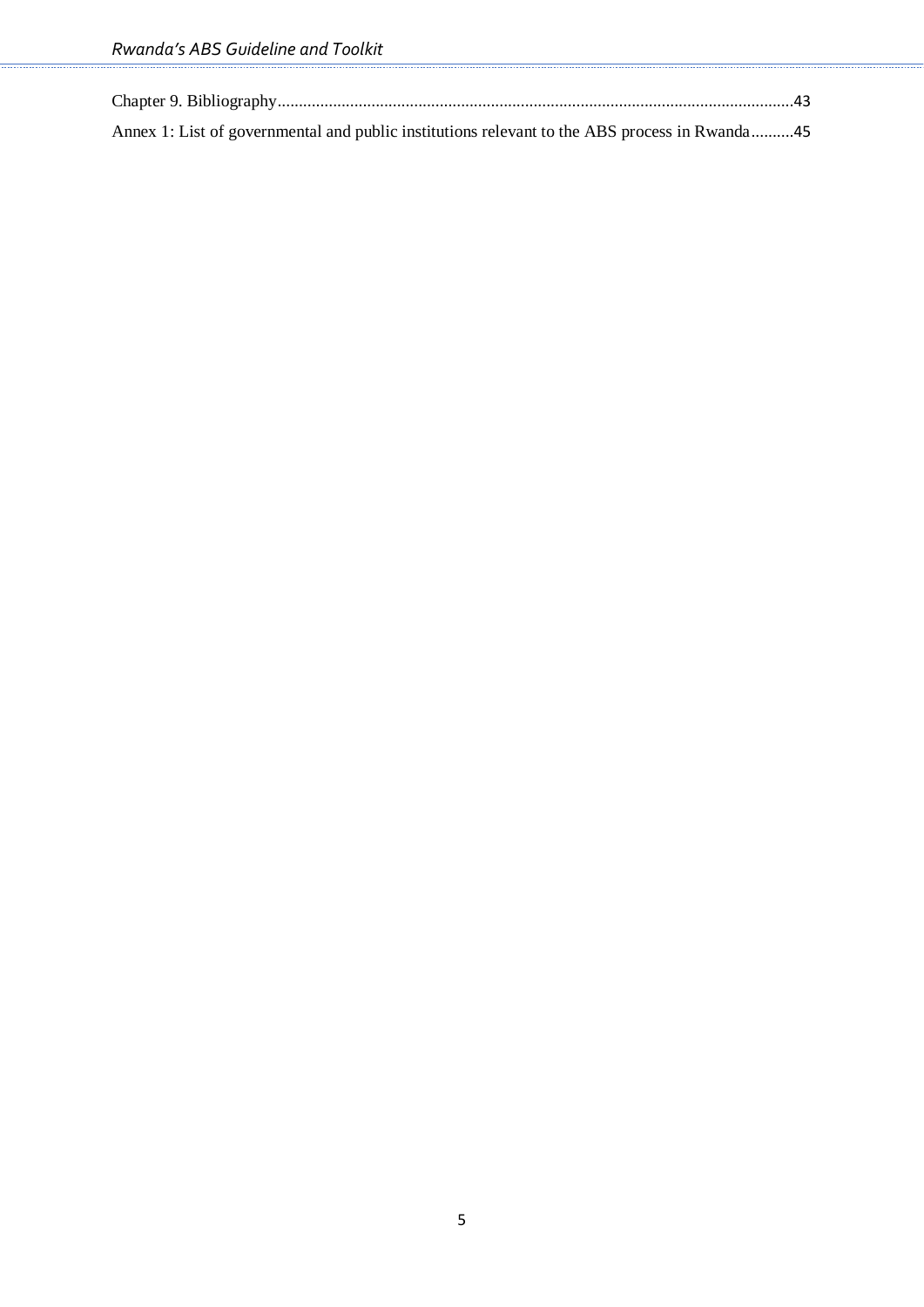Chapter 9. Bibliography........................................................................................................................43

Annex 1: List of governmental and public institutions relevant to the ABS process in Rwanda..........45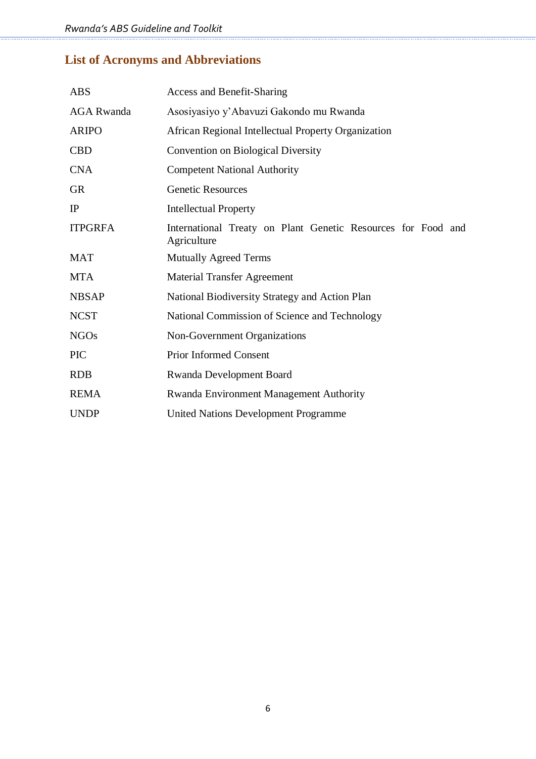## List of Acronyms and Abbreviations

| | |
|---|---|
| ABS | Access and Benefit-Sharing |
| AGA Rwanda | Asosiyasiyo y'Abavuzi Gakondo mu Rwanda |
| ARIPO | African Regional Intellectual Property Organization |
| CBD | Convention on Biological Diversity |
| CNA | Competent National Authority |
| GR | Genetic Resources |
| IP | Intellectual Property |
| ITPGRFA | International Treaty on Plant Genetic Resources for Food and Agriculture |
| MAT | Mutually Agreed Terms |
| MTA | Material Transfer Agreement |
| NBSAP | National Biodiversity Strategy and Action Plan |
| NCST | National Commission of Science and Technology |
| NGOs | Non-Government Organizations |
| PIC | Prior Informed Consent |
| RDB | Rwanda Development Board |
| REMA | Rwanda Environment Management Authority |
| UNDP | United Nations Development Programme |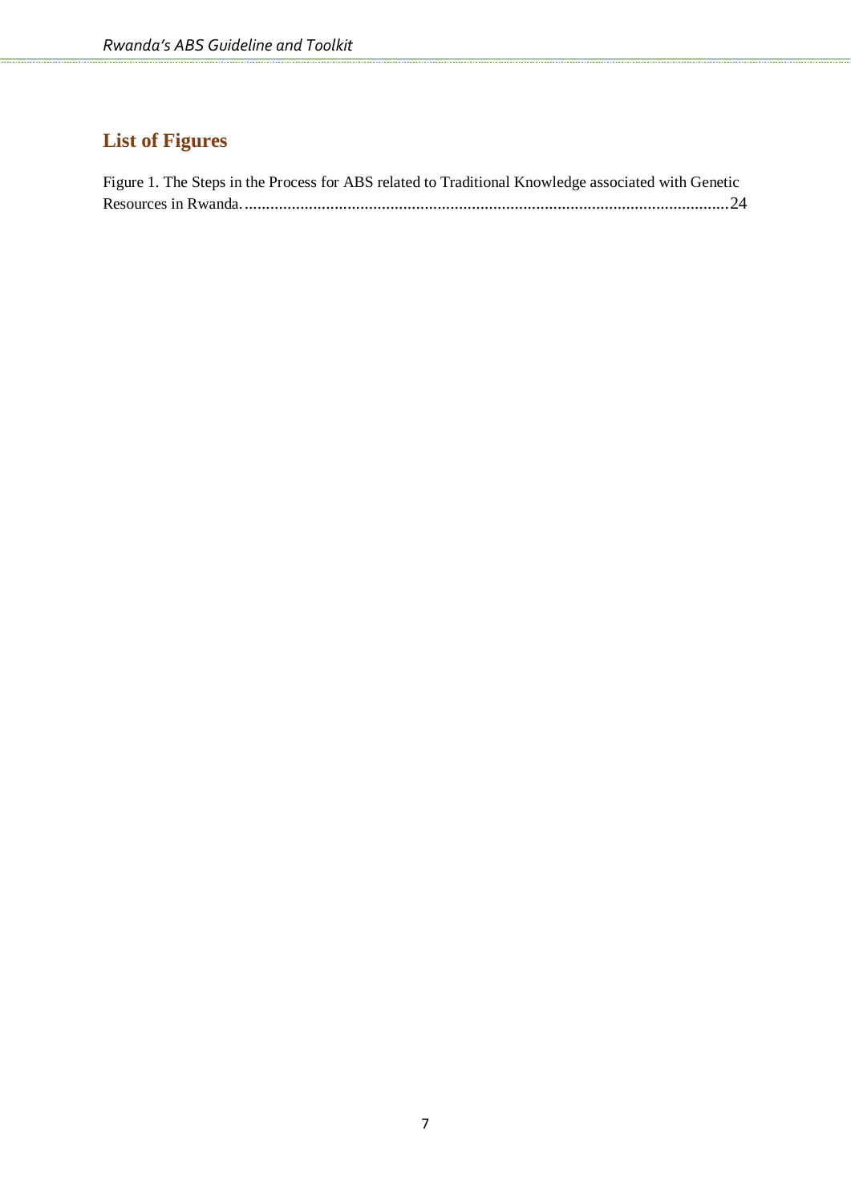## List of Figures

Figure 1. The Steps in the Process for ABS related to Traditional Knowledge associated with Genetic Resources in Rwanda. .......................................................................................................................24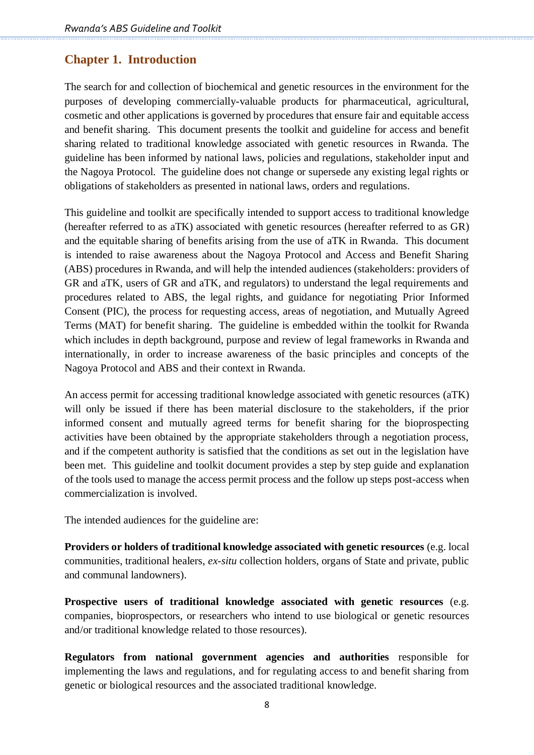## Chapter 1. Introduction

The search for and collection of biochemical and genetic resources in the environment for the purposes of developing commercially-valuable products for pharmaceutical, agricultural, cosmetic and other applications is governed by procedures that ensure fair and equitable access and benefit sharing. This document presents the toolkit and guideline for access and benefit sharing related to traditional knowledge associated with genetic resources in Rwanda. The guideline has been informed by national laws, policies and regulations, stakeholder input and the Nagoya Protocol. The guideline does not change or supersede any existing legal rights or obligations of stakeholders as presented in national laws, orders and regulations.

This guideline and toolkit are specifically intended to support access to traditional knowledge (hereafter referred to as aTK) associated with genetic resources (hereafter referred to as GR) and the equitable sharing of benefits arising from the use of aTK in Rwanda. This document is intended to raise awareness about the Nagoya Protocol and Access and Benefit Sharing (ABS) procedures in Rwanda, and will help the intended audiences (stakeholders: providers of GR and aTK, users of GR and aTK, and regulators) to understand the legal requirements and procedures related to ABS, the legal rights, and guidance for negotiating Prior Informed Consent (PIC), the process for requesting access, areas of negotiation, and Mutually Agreed Terms (MAT) for benefit sharing. The guideline is embedded within the toolkit for Rwanda which includes in depth background, purpose and review of legal frameworks in Rwanda and internationally, in order to increase awareness of the basic principles and concepts of the Nagoya Protocol and ABS and their context in Rwanda.

An access permit for accessing traditional knowledge associated with genetic resources (aTK) will only be issued if there has been material disclosure to the stakeholders, if the prior informed consent and mutually agreed terms for benefit sharing for the bioprospecting activities have been obtained by the appropriate stakeholders through a negotiation process, and if the competent authority is satisfied that the conditions as set out in the legislation have been met. This guideline and toolkit document provides a step by step guide and explanation of the tools used to manage the access permit process and the follow up steps post-access when commercialization is involved.

The intended audiences for the guideline are:

**Providers or holders of traditional knowledge associated with genetic resources** (e.g. local communities, traditional healers, *ex-situ* collection holders, organs of State and private, public and communal landowners).

**Prospective users of traditional knowledge associated with genetic resources** (e.g. companies, bioprospectors, or researchers who intend to use biological or genetic resources and/or traditional knowledge related to those resources).

**Regulators from national government agencies and authorities** responsible for implementing the laws and regulations, and for regulating access to and benefit sharing from genetic or biological resources and the associated traditional knowledge.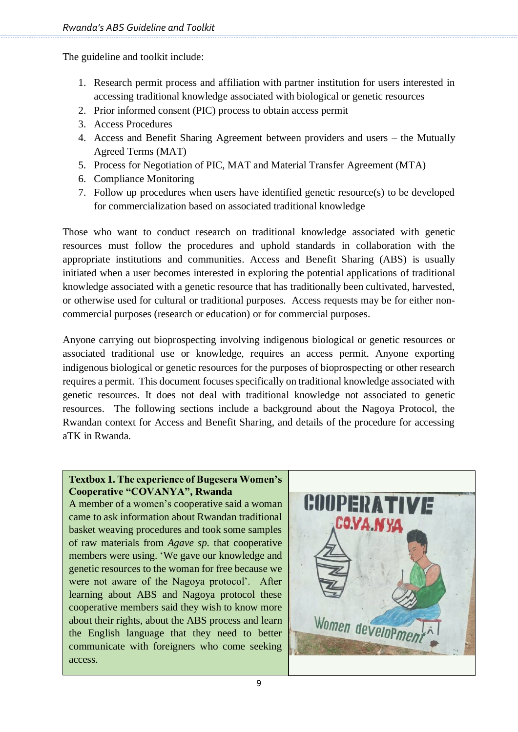The guideline and toolkit include:

1. Research permit process and affiliation with partner institution for users interested in accessing traditional knowledge associated with biological or genetic resources
2. Prior informed consent (PIC) process to obtain access permit
3. Access Procedures
4. Access and Benefit Sharing Agreement between providers and users – the Mutually Agreed Terms (MAT)
5. Process for Negotiation of PIC, MAT and Material Transfer Agreement (MTA)
6. Compliance Monitoring
7. Follow up procedures when users have identified genetic resource(s) to be developed for commercialization based on associated traditional knowledge

Those who want to conduct research on traditional knowledge associated with genetic resources must follow the procedures and uphold standards in collaboration with the appropriate institutions and communities. Access and Benefit Sharing (ABS) is usually initiated when a user becomes interested in exploring the potential applications of traditional knowledge associated with a genetic resource that has traditionally been cultivated, harvested, or otherwise used for cultural or traditional purposes. Access requests may be for either non-commercial purposes (research or education) or for commercial purposes.

Anyone carrying out bioprospecting involving indigenous biological or genetic resources or associated traditional use or knowledge, requires an access permit. Anyone exporting indigenous biological or genetic resources for the purposes of bioprospecting or other research requires a permit. This document focuses specifically on traditional knowledge associated with genetic resources. It does not deal with traditional knowledge not associated to genetic resources. The following sections include a background about the Nagoya Protocol, the Rwandan context for Access and Benefit Sharing, and details of the procedure for accessing aTK in Rwanda.

**Textbox 1. The experience of Bugesera Women's Cooperative "COVANYA", Rwanda**

A member of a women's cooperative said a woman came to ask information about Rwandan traditional basket weaving procedures and took some samples of raw materials from *Agave sp.* that cooperative members were using. 'We gave our knowledge and genetic resources to the woman for free because we were not aware of the Nagoya protocol'. After learning about ABS and Nagoya protocol these cooperative members said they wish to know more about their rights, about the ABS process and learn the English language that they need to better communicate with foreigners who come seeking access.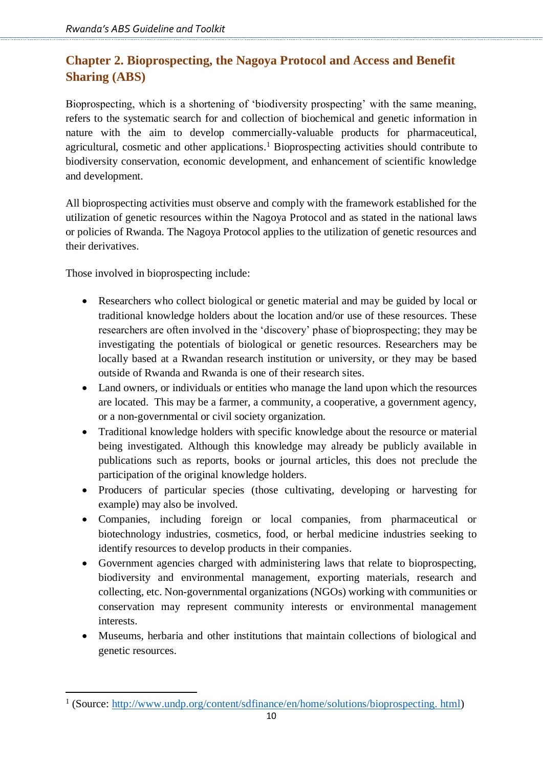## Chapter 2. Bioprospecting, the Nagoya Protocol and Access and Benefit Sharing (ABS)

Bioprospecting, which is a shortening of 'biodiversity prospecting' with the same meaning, refers to the systematic search for and collection of biochemical and genetic information in nature with the aim to develop commercially-valuable products for pharmaceutical, agricultural, cosmetic and other applications.[1] Bioprospecting activities should contribute to biodiversity conservation, economic development, and enhancement of scientific knowledge and development.

All bioprospecting activities must observe and comply with the framework established for the utilization of genetic resources within the Nagoya Protocol and as stated in the national laws or policies of Rwanda. The Nagoya Protocol applies to the utilization of genetic resources and their derivatives.

Those involved in bioprospecting include:

- Researchers who collect biological or genetic material and may be guided by local or traditional knowledge holders about the location and/or use of these resources. These researchers are often involved in the 'discovery' phase of bioprospecting; they may be investigating the potentials of biological or genetic resources. Researchers may be locally based at a Rwandan research institution or university, or they may be based outside of Rwanda and Rwanda is one of their research sites.
- Land owners, or individuals or entities who manage the land upon which the resources are located. This may be a farmer, a community, a cooperative, a government agency, or a non-governmental or civil society organization.
- Traditional knowledge holders with specific knowledge about the resource or material being investigated. Although this knowledge may already be publicly available in publications such as reports, books or journal articles, this does not preclude the participation of the original knowledge holders.
- Producers of particular species (those cultivating, developing or harvesting for example) may also be involved.
- Companies, including foreign or local companies, from pharmaceutical or biotechnology industries, cosmetics, food, or herbal medicine industries seeking to identify resources to develop products in their companies.
- Government agencies charged with administering laws that relate to bioprospecting, biodiversity and environmental management, exporting materials, research and collecting, etc. Non-governmental organizations (NGOs) working with communities or conservation may represent community interests or environmental management interests.
- Museums, herbaria and other institutions that maintain collections of biological and genetic resources.

[1] (Source: http://www.undp.org/content/sdfinance/en/home/solutions/bioprospecting. html)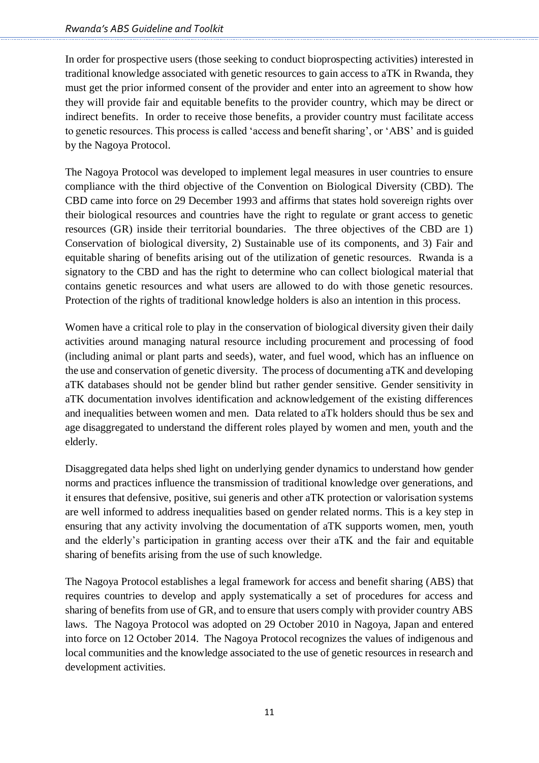In order for prospective users (those seeking to conduct bioprospecting activities) interested in traditional knowledge associated with genetic resources to gain access to aTK in Rwanda, they must get the prior informed consent of the provider and enter into an agreement to show how they will provide fair and equitable benefits to the provider country, which may be direct or indirect benefits. In order to receive those benefits, a provider country must facilitate access to genetic resources. This process is called 'access and benefit sharing', or 'ABS' and is guided by the Nagoya Protocol.

The Nagoya Protocol was developed to implement legal measures in user countries to ensure compliance with the third objective of the Convention on Biological Diversity (CBD). The CBD came into force on 29 December 1993 and affirms that states hold sovereign rights over their biological resources and countries have the right to regulate or grant access to genetic resources (GR) inside their territorial boundaries. The three objectives of the CBD are 1) Conservation of biological diversity, 2) Sustainable use of its components, and 3) Fair and equitable sharing of benefits arising out of the utilization of genetic resources. Rwanda is a signatory to the CBD and has the right to determine who can collect biological material that contains genetic resources and what users are allowed to do with those genetic resources. Protection of the rights of traditional knowledge holders is also an intention in this process.

Women have a critical role to play in the conservation of biological diversity given their daily activities around managing natural resource including procurement and processing of food (including animal or plant parts and seeds), water, and fuel wood, which has an influence on the use and conservation of genetic diversity. The process of documenting aTK and developing aTK databases should not be gender blind but rather gender sensitive. Gender sensitivity in aTK documentation involves identification and acknowledgement of the existing differences and inequalities between women and men. Data related to aTk holders should thus be sex and age disaggregated to understand the different roles played by women and men, youth and the elderly.

Disaggregated data helps shed light on underlying gender dynamics to understand how gender norms and practices influence the transmission of traditional knowledge over generations, and it ensures that defensive, positive, sui generis and other aTK protection or valorisation systems are well informed to address inequalities based on gender related norms. This is a key step in ensuring that any activity involving the documentation of aTK supports women, men, youth and the elderly's participation in granting access over their aTK and the fair and equitable sharing of benefits arising from the use of such knowledge.

The Nagoya Protocol establishes a legal framework for access and benefit sharing (ABS) that requires countries to develop and apply systematically a set of procedures for access and sharing of benefits from use of GR, and to ensure that users comply with provider country ABS laws. The Nagoya Protocol was adopted on 29 October 2010 in Nagoya, Japan and entered into force on 12 October 2014. The Nagoya Protocol recognizes the values of indigenous and local communities and the knowledge associated to the use of genetic resources in research and development activities.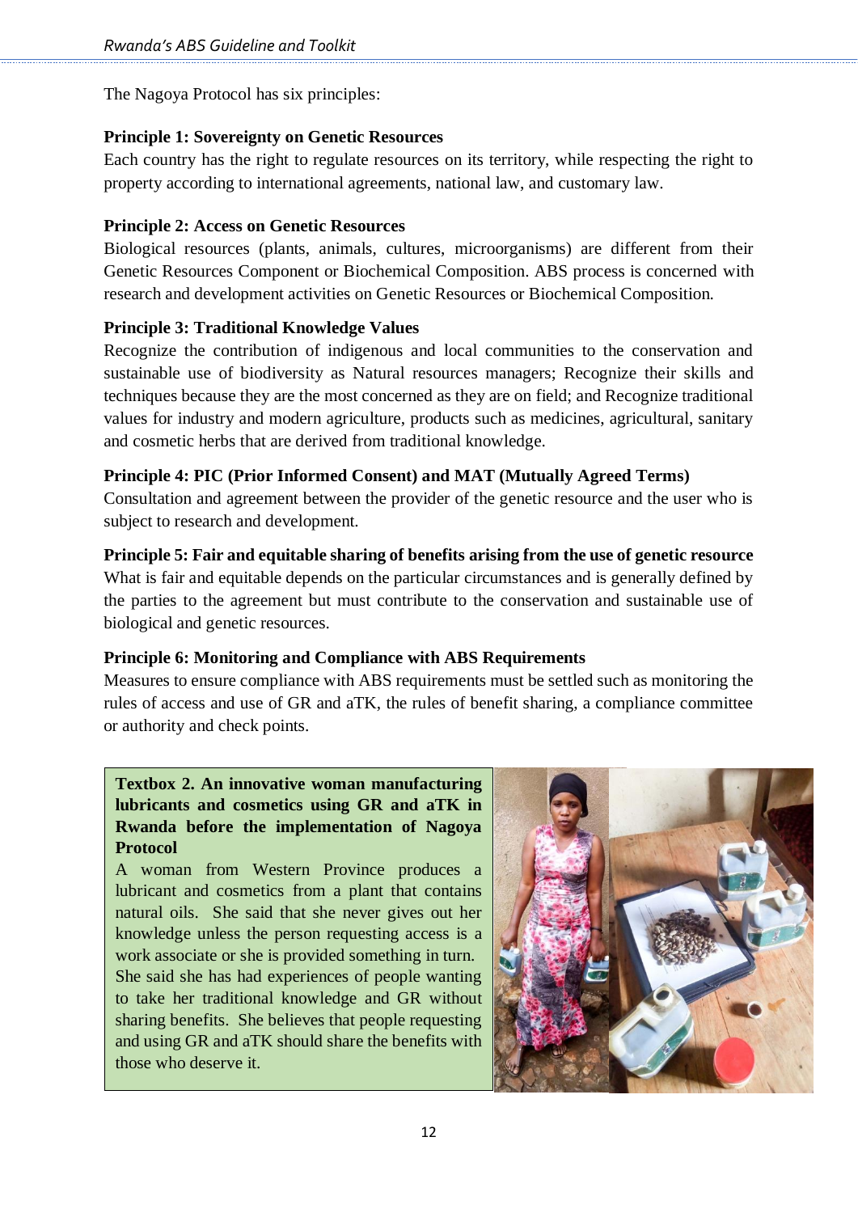The Nagoya Protocol has six principles:

**Principle 1: Sovereignty on Genetic Resources**
Each country has the right to regulate resources on its territory, while respecting the right to property according to international agreements, national law, and customary law.

**Principle 2: Access on Genetic Resources**
Biological resources (plants, animals, cultures, microorganisms) are different from their Genetic Resources Component or Biochemical Composition. ABS process is concerned with research and development activities on Genetic Resources or Biochemical Composition.

**Principle 3: Traditional Knowledge Values**
Recognize the contribution of indigenous and local communities to the conservation and sustainable use of biodiversity as Natural resources managers; Recognize their skills and techniques because they are the most concerned as they are on field; and Recognize traditional values for industry and modern agriculture, products such as medicines, agricultural, sanitary and cosmetic herbs that are derived from traditional knowledge.

**Principle 4: PIC (Prior Informed Consent) and MAT (Mutually Agreed Terms)**
Consultation and agreement between the provider of the genetic resource and the user who is subject to research and development.

**Principle 5: Fair and equitable sharing of benefits arising from the use of genetic resource**
What is fair and equitable depends on the particular circumstances and is generally defined by the parties to the agreement but must contribute to the conservation and sustainable use of biological and genetic resources.

**Principle 6: Monitoring and Compliance with ABS Requirements**
Measures to ensure compliance with ABS requirements must be settled such as monitoring the rules of access and use of GR and aTK, the rules of benefit sharing, a compliance committee or authority and check points.

**Textbox 2. An innovative woman manufacturing lubricants and cosmetics using GR and aTK in Rwanda before the implementation of Nagoya Protocol**

A woman from Western Province produces a lubricant and cosmetics from a plant that contains natural oils. She said that she never gives out her knowledge unless the person requesting access is a work associate or she is provided something in turn. She said she has had experiences of people wanting to take her traditional knowledge and GR without sharing benefits. She believes that people requesting and using GR and aTK should share the benefits with those who deserve it.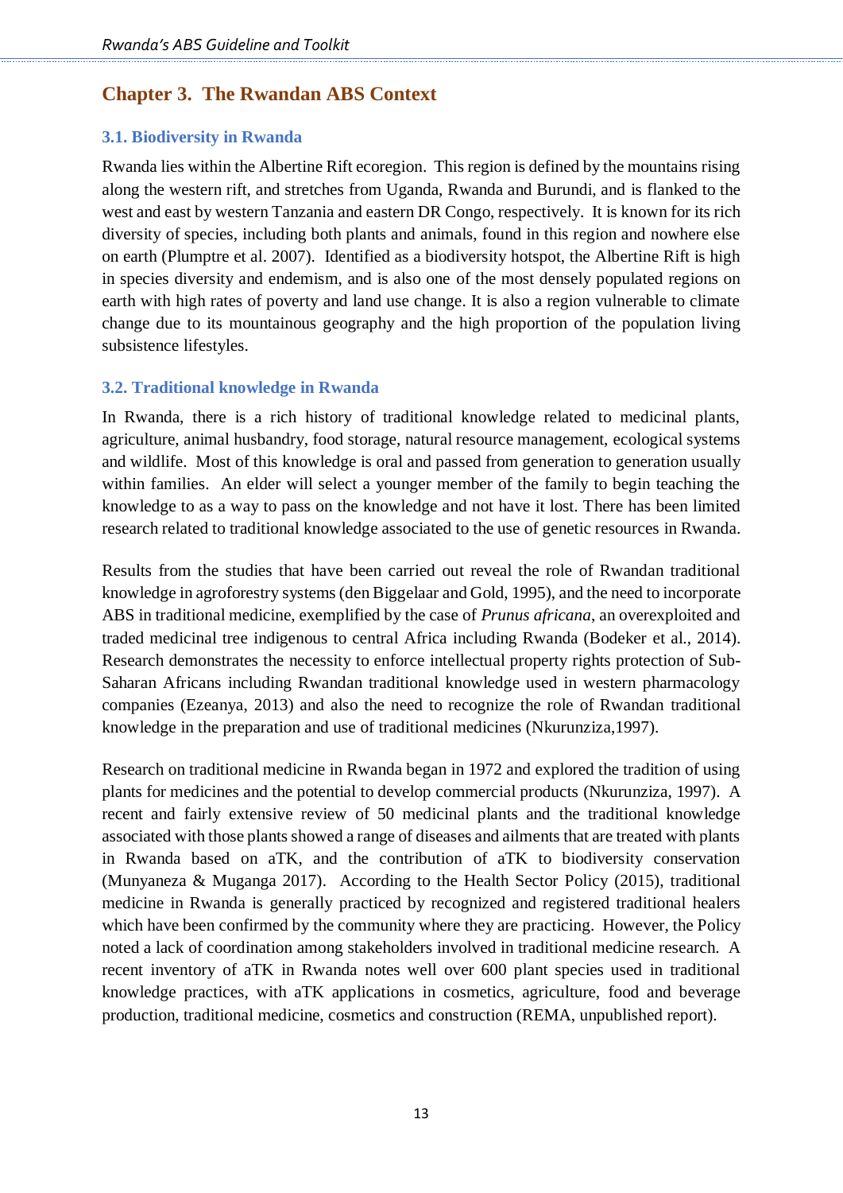# Chapter 3. The Rwandan ABS Context

## 3.1. Biodiversity in Rwanda

Rwanda lies within the Albertine Rift ecoregion. This region is defined by the mountains rising along the western rift, and stretches from Uganda, Rwanda and Burundi, and is flanked to the west and east by western Tanzania and eastern DR Congo, respectively. It is known for its rich diversity of species, including both plants and animals, found in this region and nowhere else on earth (Plumptre et al. 2007). Identified as a biodiversity hotspot, the Albertine Rift is high in species diversity and endemism, and is also one of the most densely populated regions on earth with high rates of poverty and land use change. It is also a region vulnerable to climate change due to its mountainous geography and the high proportion of the population living subsistence lifestyles.

## 3.2. Traditional knowledge in Rwanda

In Rwanda, there is a rich history of traditional knowledge related to medicinal plants, agriculture, animal husbandry, food storage, natural resource management, ecological systems and wildlife. Most of this knowledge is oral and passed from generation to generation usually within families. An elder will select a younger member of the family to begin teaching the knowledge to as a way to pass on the knowledge and not have it lost. There has been limited research related to traditional knowledge associated to the use of genetic resources in Rwanda.

Results from the studies that have been carried out reveal the role of Rwandan traditional knowledge in agroforestry systems (den Biggelaar and Gold, 1995), and the need to incorporate ABS in traditional medicine, exemplified by the case of *Prunus africana*, an overexploited and traded medicinal tree indigenous to central Africa including Rwanda (Bodeker et al., 2014). Research demonstrates the necessity to enforce intellectual property rights protection of Sub-Saharan Africans including Rwandan traditional knowledge used in western pharmacology companies (Ezeanya, 2013) and also the need to recognize the role of Rwandan traditional knowledge in the preparation and use of traditional medicines (Nkurunziza,1997).

Research on traditional medicine in Rwanda began in 1972 and explored the tradition of using plants for medicines and the potential to develop commercial products (Nkurunziza, 1997). A recent and fairly extensive review of 50 medicinal plants and the traditional knowledge associated with those plants showed a range of diseases and ailments that are treated with plants in Rwanda based on aTK, and the contribution of aTK to biodiversity conservation (Munyaneza & Muganga 2017). According to the Health Sector Policy (2015), traditional medicine in Rwanda is generally practiced by recognized and registered traditional healers which have been confirmed by the community where they are practicing. However, the Policy noted a lack of coordination among stakeholders involved in traditional medicine research. A recent inventory of aTK in Rwanda notes well over 600 plant species used in traditional knowledge practices, with aTK applications in cosmetics, agriculture, food and beverage production, traditional medicine, cosmetics and construction (REMA, unpublished report).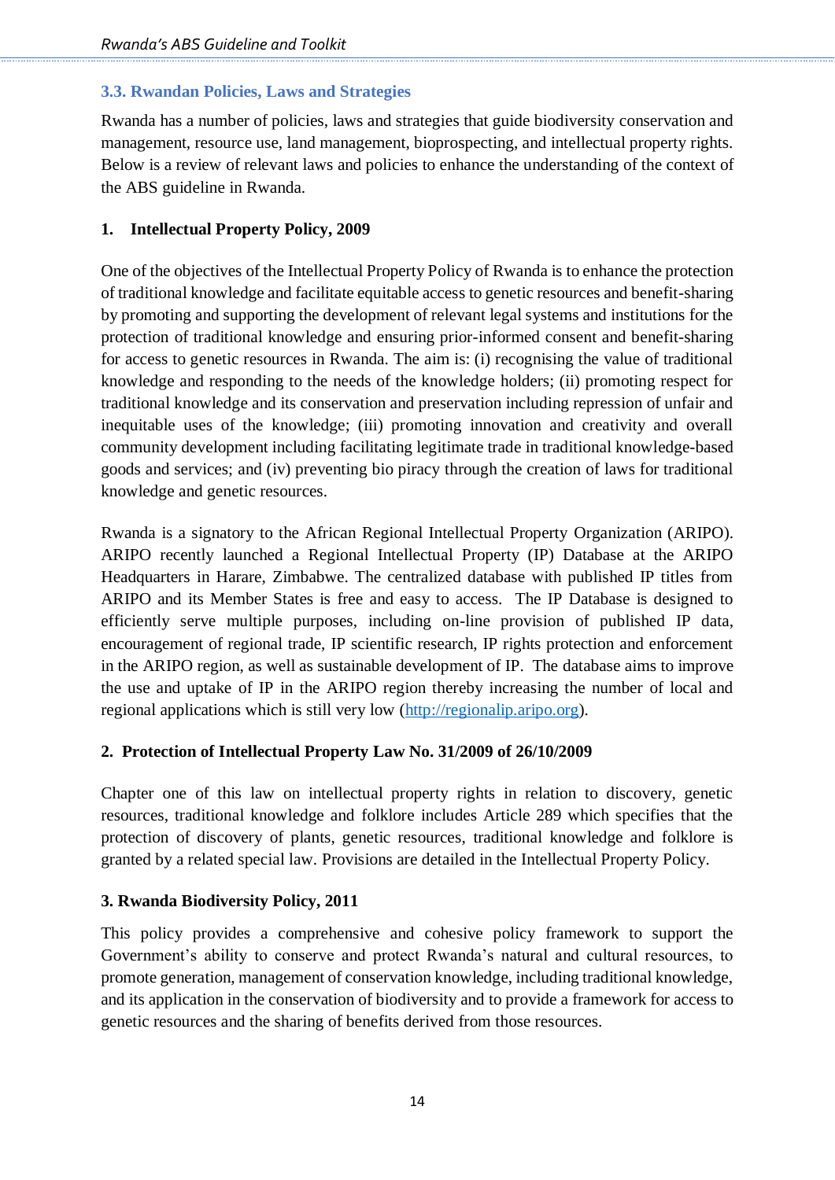## 3.3. Rwandan Policies, Laws and Strategies

Rwanda has a number of policies, laws and strategies that guide biodiversity conservation and management, resource use, land management, bioprospecting, and intellectual property rights. Below is a review of relevant laws and policies to enhance the understanding of the context of the ABS guideline in Rwanda.

### 1. Intellectual Property Policy, 2009

One of the objectives of the Intellectual Property Policy of Rwanda is to enhance the protection of traditional knowledge and facilitate equitable access to genetic resources and benefit-sharing by promoting and supporting the development of relevant legal systems and institutions for the protection of traditional knowledge and ensuring prior-informed consent and benefit-sharing for access to genetic resources in Rwanda. The aim is: (i) recognising the value of traditional knowledge and responding to the needs of the knowledge holders; (ii) promoting respect for traditional knowledge and its conservation and preservation including repression of unfair and inequitable uses of the knowledge; (iii) promoting innovation and creativity and overall community development including facilitating legitimate trade in traditional knowledge-based goods and services; and (iv) preventing bio piracy through the creation of laws for traditional knowledge and genetic resources.

Rwanda is a signatory to the African Regional Intellectual Property Organization (ARIPO). ARIPO recently launched a Regional Intellectual Property (IP) Database at the ARIPO Headquarters in Harare, Zimbabwe. The centralized database with published IP titles from ARIPO and its Member States is free and easy to access. The IP Database is designed to efficiently serve multiple purposes, including on-line provision of published IP data, encouragement of regional trade, IP scientific research, IP rights protection and enforcement in the ARIPO region, as well as sustainable development of IP. The database aims to improve the use and uptake of IP in the ARIPO region thereby increasing the number of local and regional applications which is still very low (http://regionalip.aripo.org).

### 2. Protection of Intellectual Property Law No. 31/2009 of 26/10/2009

Chapter one of this law on intellectual property rights in relation to discovery, genetic resources, traditional knowledge and folklore includes Article 289 which specifies that the protection of discovery of plants, genetic resources, traditional knowledge and folklore is granted by a related special law. Provisions are detailed in the Intellectual Property Policy.

### 3. Rwanda Biodiversity Policy, 2011

This policy provides a comprehensive and cohesive policy framework to support the Government's ability to conserve and protect Rwanda's natural and cultural resources, to promote generation, management of conservation knowledge, including traditional knowledge, and its application in the conservation of biodiversity and to provide a framework for access to genetic resources and the sharing of benefits derived from those resources.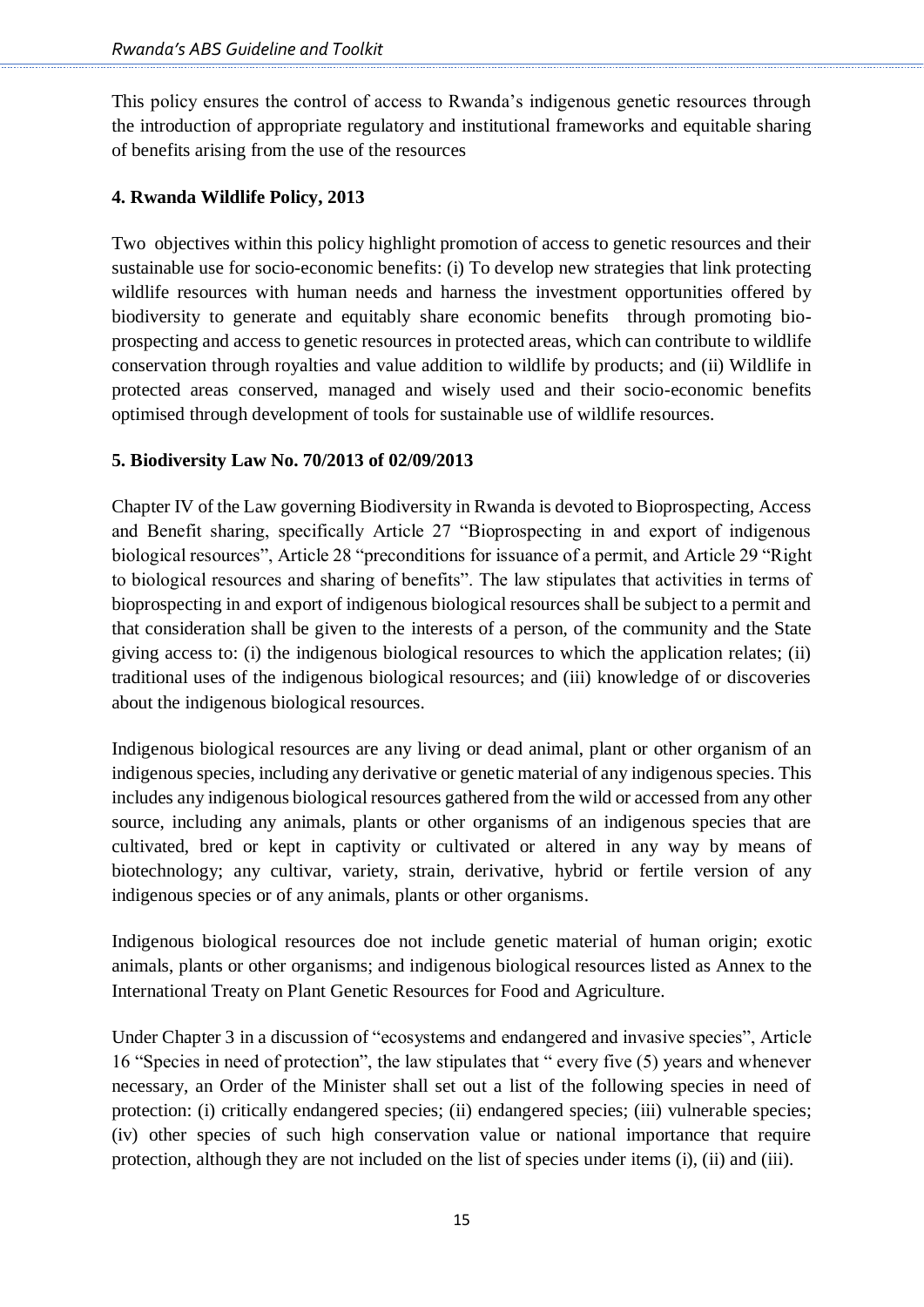This policy ensures the control of access to Rwanda's indigenous genetic resources through the introduction of appropriate regulatory and institutional frameworks and equitable sharing of benefits arising from the use of the resources

**4. Rwanda Wildlife Policy, 2013**

Two objectives within this policy highlight promotion of access to genetic resources and their sustainable use for socio-economic benefits: (i) To develop new strategies that link protecting wildlife resources with human needs and harness the investment opportunities offered by biodiversity to generate and equitably share economic benefits through promoting bio-prospecting and access to genetic resources in protected areas, which can contribute to wildlife conservation through royalties and value addition to wildlife by products; and (ii) Wildlife in protected areas conserved, managed and wisely used and their socio-economic benefits optimised through development of tools for sustainable use of wildlife resources.

**5. Biodiversity Law No. 70/2013 of 02/09/2013**

Chapter IV of the Law governing Biodiversity in Rwanda is devoted to Bioprospecting, Access and Benefit sharing, specifically Article 27 "Bioprospecting in and export of indigenous biological resources", Article 28 "preconditions for issuance of a permit, and Article 29 "Right to biological resources and sharing of benefits". The law stipulates that activities in terms of bioprospecting in and export of indigenous biological resources shall be subject to a permit and that consideration shall be given to the interests of a person, of the community and the State giving access to: (i) the indigenous biological resources to which the application relates; (ii) traditional uses of the indigenous biological resources; and (iii) knowledge of or discoveries about the indigenous biological resources.

Indigenous biological resources are any living or dead animal, plant or other organism of an indigenous species, including any derivative or genetic material of any indigenous species. This includes any indigenous biological resources gathered from the wild or accessed from any other source, including any animals, plants or other organisms of an indigenous species that are cultivated, bred or kept in captivity or cultivated or altered in any way by means of biotechnology; any cultivar, variety, strain, derivative, hybrid or fertile version of any indigenous species or of any animals, plants or other organisms.

Indigenous biological resources doe not include genetic material of human origin; exotic animals, plants or other organisms; and indigenous biological resources listed as Annex to the International Treaty on Plant Genetic Resources for Food and Agriculture.

Under Chapter 3 in a discussion of "ecosystems and endangered and invasive species", Article 16 "Species in need of protection", the law stipulates that " every five (5) years and whenever necessary, an Order of the Minister shall set out a list of the following species in need of protection: (i) critically endangered species; (ii) endangered species; (iii) vulnerable species; (iv) other species of such high conservation value or national importance that require protection, although they are not included on the list of species under items (i), (ii) and (iii).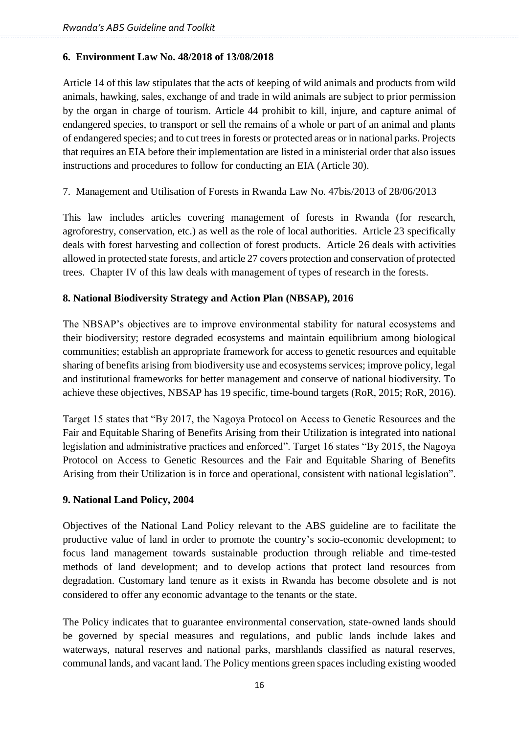**6. Environment Law No. 48/2018 of 13/08/2018**

Article 14 of this law stipulates that the acts of keeping of wild animals and products from wild animals, hawking, sales, exchange of and trade in wild animals are subject to prior permission by the organ in charge of tourism. Article 44 prohibit to kill, injure, and capture animal of endangered species, to transport or sell the remains of a whole or part of an animal and plants of endangered species; and to cut trees in forests or protected areas or in national parks. Projects that requires an EIA before their implementation are listed in a ministerial order that also issues instructions and procedures to follow for conducting an EIA (Article 30).

7. Management and Utilisation of Forests in Rwanda Law No. 47bis/2013 of 28/06/2013

This law includes articles covering management of forests in Rwanda (for research, agroforestry, conservation, etc.) as well as the role of local authorities. Article 23 specifically deals with forest harvesting and collection of forest products. Article 26 deals with activities allowed in protected state forests, and article 27 covers protection and conservation of protected trees. Chapter IV of this law deals with management of types of research in the forests.

**8. National Biodiversity Strategy and Action Plan (NBSAP), 2016**

The NBSAP's objectives are to improve environmental stability for natural ecosystems and their biodiversity; restore degraded ecosystems and maintain equilibrium among biological communities; establish an appropriate framework for access to genetic resources and equitable sharing of benefits arising from biodiversity use and ecosystems services; improve policy, legal and institutional frameworks for better management and conserve of national biodiversity. To achieve these objectives, NBSAP has 19 specific, time-bound targets (RoR, 2015; RoR, 2016).

Target 15 states that "By 2017, the Nagoya Protocol on Access to Genetic Resources and the Fair and Equitable Sharing of Benefits Arising from their Utilization is integrated into national legislation and administrative practices and enforced". Target 16 states "By 2015, the Nagoya Protocol on Access to Genetic Resources and the Fair and Equitable Sharing of Benefits Arising from their Utilization is in force and operational, consistent with national legislation".

**9. National Land Policy, 2004**

Objectives of the National Land Policy relevant to the ABS guideline are to facilitate the productive value of land in order to promote the country's socio-economic development; to focus land management towards sustainable production through reliable and time-tested methods of land development; and to develop actions that protect land resources from degradation. Customary land tenure as it exists in Rwanda has become obsolete and is not considered to offer any economic advantage to the tenants or the state.

The Policy indicates that to guarantee environmental conservation, state-owned lands should be governed by special measures and regulations, and public lands include lakes and waterways, natural reserves and national parks, marshlands classified as natural reserves, communal lands, and vacant land. The Policy mentions green spaces including existing wooded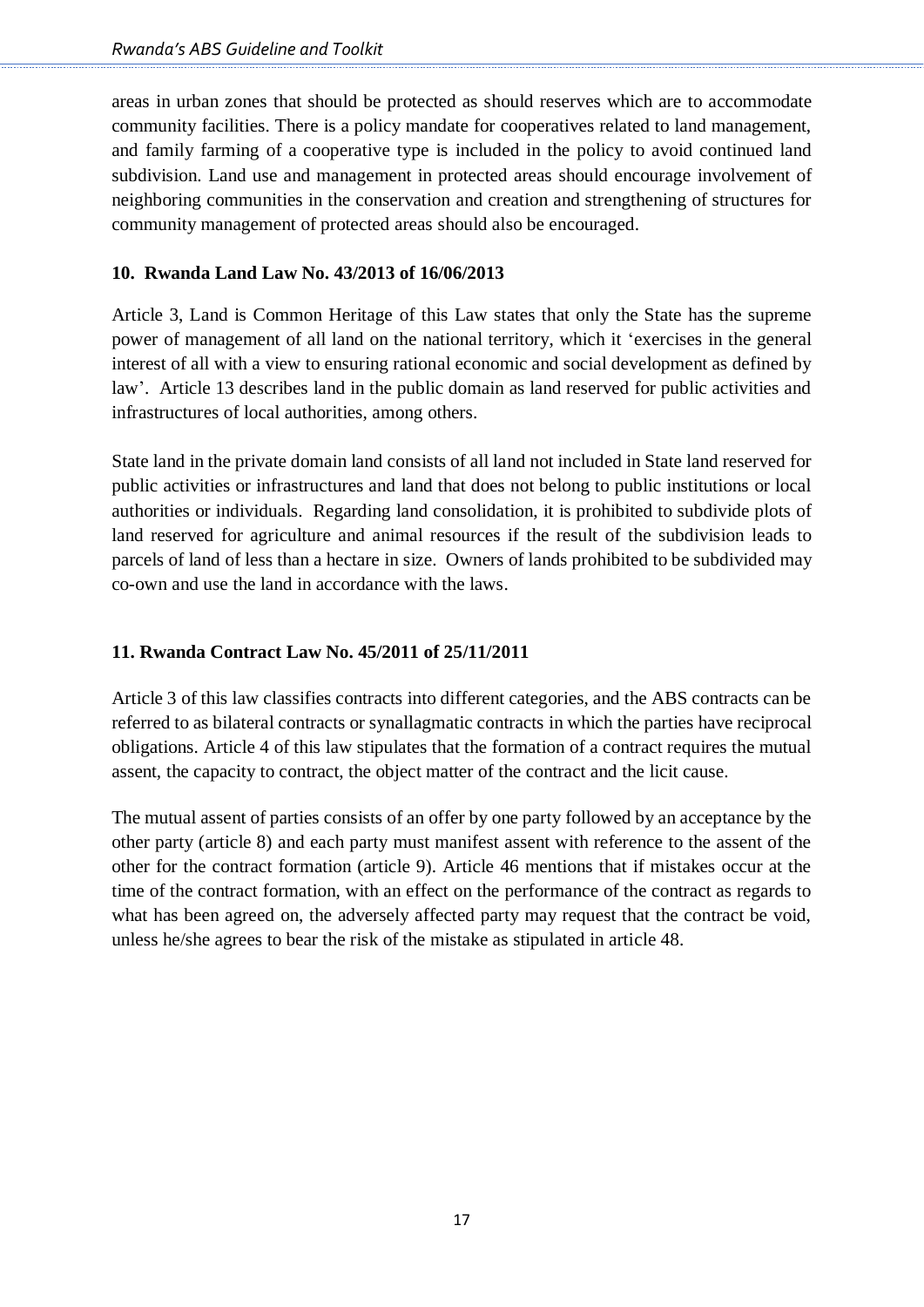areas in urban zones that should be protected as should reserves which are to accommodate community facilities. There is a policy mandate for cooperatives related to land management, and family farming of a cooperative type is included in the policy to avoid continued land subdivision. Land use and management in protected areas should encourage involvement of neighboring communities in the conservation and creation and strengthening of structures for community management of protected areas should also be encouraged.

## 10. Rwanda Land Law No. 43/2013 of 16/06/2013

Article 3, Land is Common Heritage of this Law states that only the State has the supreme power of management of all land on the national territory, which it 'exercises in the general interest of all with a view to ensuring rational economic and social development as defined by law'. Article 13 describes land in the public domain as land reserved for public activities and infrastructures of local authorities, among others.

State land in the private domain land consists of all land not included in State land reserved for public activities or infrastructures and land that does not belong to public institutions or local authorities or individuals. Regarding land consolidation, it is prohibited to subdivide plots of land reserved for agriculture and animal resources if the result of the subdivision leads to parcels of land of less than a hectare in size. Owners of lands prohibited to be subdivided may co-own and use the land in accordance with the laws.

## 11. Rwanda Contract Law No. 45/2011 of 25/11/2011

Article 3 of this law classifies contracts into different categories, and the ABS contracts can be referred to as bilateral contracts or synallagmatic contracts in which the parties have reciprocal obligations. Article 4 of this law stipulates that the formation of a contract requires the mutual assent, the capacity to contract, the object matter of the contract and the licit cause.

The mutual assent of parties consists of an offer by one party followed by an acceptance by the other party (article 8) and each party must manifest assent with reference to the assent of the other for the contract formation (article 9). Article 46 mentions that if mistakes occur at the time of the contract formation, with an effect on the performance of the contract as regards to what has been agreed on, the adversely affected party may request that the contract be void, unless he/she agrees to bear the risk of the mistake as stipulated in article 48.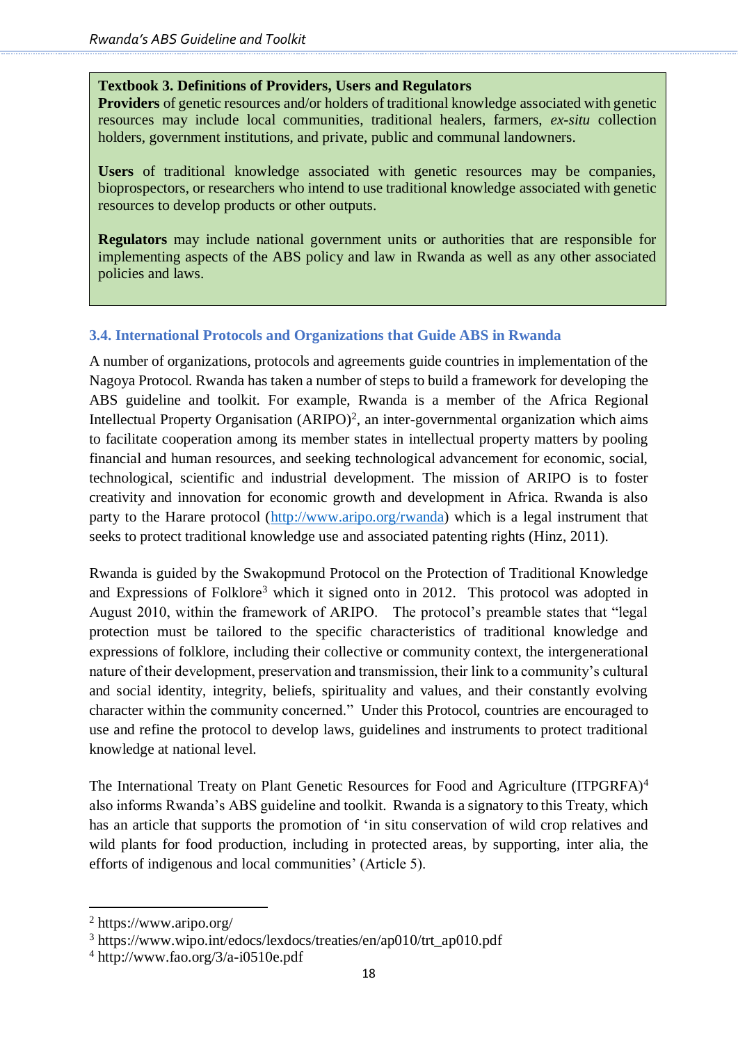**Textbook 3. Definitions of Providers, Users and Regulators**

**Providers** of genetic resources and/or holders of traditional knowledge associated with genetic resources may include local communities, traditional healers, farmers, *ex-situ* collection holders, government institutions, and private, public and communal landowners.

**Users** of traditional knowledge associated with genetic resources may be companies, bioprospectors, or researchers who intend to use traditional knowledge associated with genetic resources to develop products or other outputs.

**Regulators** may include national government units or authorities that are responsible for implementing aspects of the ABS policy and law in Rwanda as well as any other associated policies and laws.

### 3.4. International Protocols and Organizations that Guide ABS in Rwanda

A number of organizations, protocols and agreements guide countries in implementation of the Nagoya Protocol. Rwanda has taken a number of steps to build a framework for developing the ABS guideline and toolkit. For example, Rwanda is a member of the Africa Regional Intellectual Property Organisation (ARIPO)[2], an inter-governmental organization which aims to facilitate cooperation among its member states in intellectual property matters by pooling financial and human resources, and seeking technological advancement for economic, social, technological, scientific and industrial development. The mission of ARIPO is to foster creativity and innovation for economic growth and development in Africa. Rwanda is also party to the Harare protocol (http://www.aripo.org/rwanda) which is a legal instrument that seeks to protect traditional knowledge use and associated patenting rights (Hinz, 2011).

Rwanda is guided by the Swakopmund Protocol on the Protection of Traditional Knowledge and Expressions of Folklore[3] which it signed onto in 2012. This protocol was adopted in August 2010, within the framework of ARIPO. The protocol's preamble states that "legal protection must be tailored to the specific characteristics of traditional knowledge and expressions of folklore, including their collective or community context, the intergenerational nature of their development, preservation and transmission, their link to a community's cultural and social identity, integrity, beliefs, spirituality and values, and their constantly evolving character within the community concerned." Under this Protocol, countries are encouraged to use and refine the protocol to develop laws, guidelines and instruments to protect traditional knowledge at national level.

The International Treaty on Plant Genetic Resources for Food and Agriculture (ITPGRFA)[4] also informs Rwanda's ABS guideline and toolkit. Rwanda is a signatory to this Treaty, which has an article that supports the promotion of 'in situ conservation of wild crop relatives and wild plants for food production, including in protected areas, by supporting, inter alia, the efforts of indigenous and local communities' (Article 5).

---

[2] https://www.aripo.org/

[3] https://www.wipo.int/edocs/lexdocs/treaties/en/ap010/trt_ap010.pdf

[4] http://www.fao.org/3/a-i0510e.pdf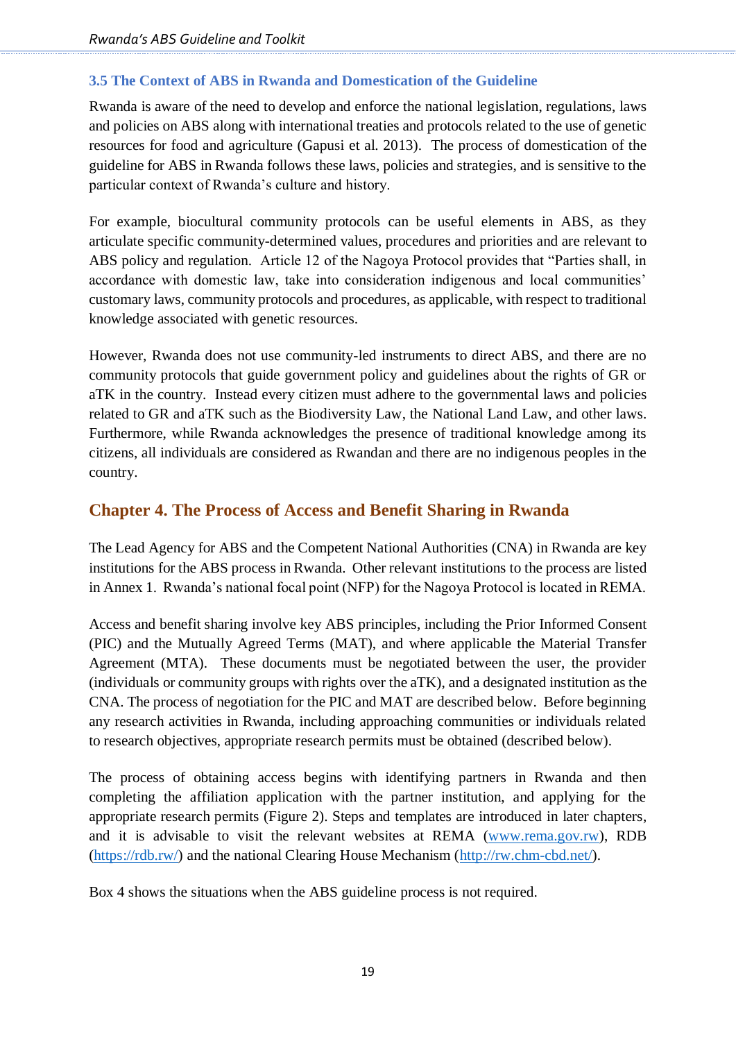### 3.5 The Context of ABS in Rwanda and Domestication of the Guideline

Rwanda is aware of the need to develop and enforce the national legislation, regulations, laws and policies on ABS along with international treaties and protocols related to the use of genetic resources for food and agriculture (Gapusi et al. 2013). The process of domestication of the guideline for ABS in Rwanda follows these laws, policies and strategies, and is sensitive to the particular context of Rwanda's culture and history.

For example, biocultural community protocols can be useful elements in ABS, as they articulate specific community-determined values, procedures and priorities and are relevant to ABS policy and regulation. Article 12 of the Nagoya Protocol provides that "Parties shall, in accordance with domestic law, take into consideration indigenous and local communities' customary laws, community protocols and procedures, as applicable, with respect to traditional knowledge associated with genetic resources.

However, Rwanda does not use community-led instruments to direct ABS, and there are no community protocols that guide government policy and guidelines about the rights of GR or aTK in the country. Instead every citizen must adhere to the governmental laws and policies related to GR and aTK such as the Biodiversity Law, the National Land Law, and other laws. Furthermore, while Rwanda acknowledges the presence of traditional knowledge among its citizens, all individuals are considered as Rwandan and there are no indigenous peoples in the country.

## Chapter 4. The Process of Access and Benefit Sharing in Rwanda

The Lead Agency for ABS and the Competent National Authorities (CNA) in Rwanda are key institutions for the ABS process in Rwanda. Other relevant institutions to the process are listed in Annex 1. Rwanda's national focal point (NFP) for the Nagoya Protocol is located in REMA.

Access and benefit sharing involve key ABS principles, including the Prior Informed Consent (PIC) and the Mutually Agreed Terms (MAT), and where applicable the Material Transfer Agreement (MTA). These documents must be negotiated between the user, the provider (individuals or community groups with rights over the aTK), and a designated institution as the CNA. The process of negotiation for the PIC and MAT are described below. Before beginning any research activities in Rwanda, including approaching communities or individuals related to research objectives, appropriate research permits must be obtained (described below).

The process of obtaining access begins with identifying partners in Rwanda and then completing the affiliation application with the partner institution, and applying for the appropriate research permits (Figure 2). Steps and templates are introduced in later chapters, and it is advisable to visit the relevant websites at REMA ([www.rema.gov.rw](http://www.rema.gov.rw)), RDB ([https://rdb.rw/](https://rdb.rw/)) and the national Clearing House Mechanism ([http://rw.chm-cbd.net/](http://rw.chm-cbd.net/)).

Box 4 shows the situations when the ABS guideline process is not required.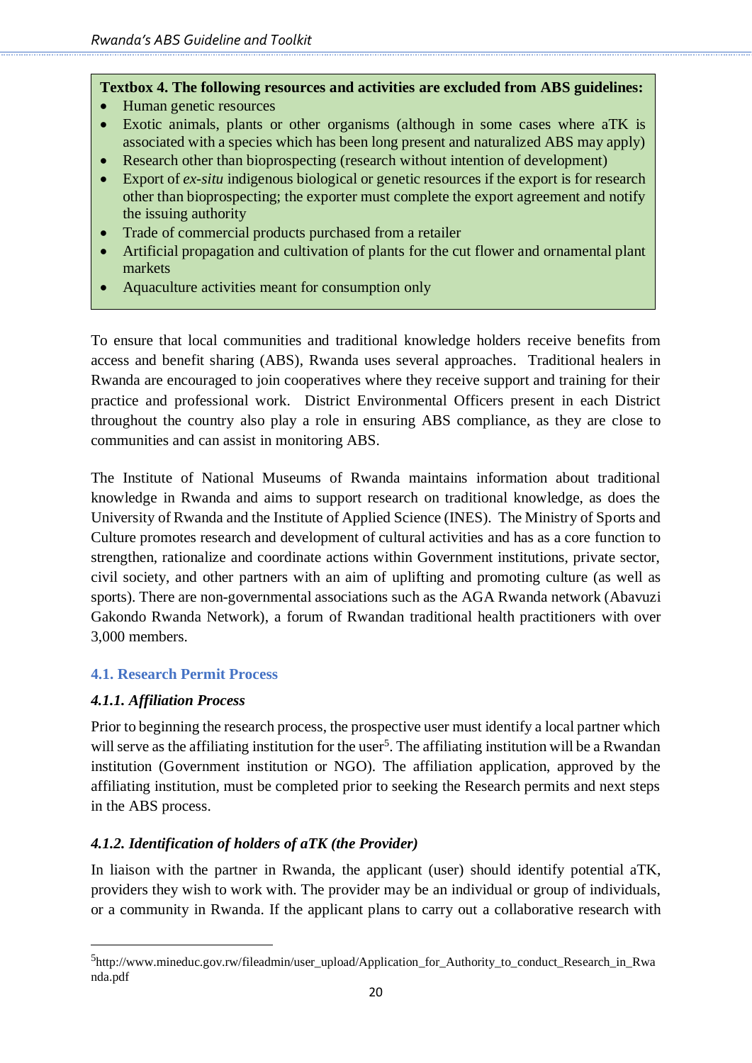**Textbox 4. The following resources and activities are excluded from ABS guidelines:**

- Human genetic resources
- Exotic animals, plants or other organisms (although in some cases where aTK is associated with a species which has been long present and naturalized ABS may apply)
- Research other than bioprospecting (research without intention of development)
- Export of *ex-situ* indigenous biological or genetic resources if the export is for research other than bioprospecting; the exporter must complete the export agreement and notify the issuing authority
- Trade of commercial products purchased from a retailer
- Artificial propagation and cultivation of plants for the cut flower and ornamental plant markets
- Aquaculture activities meant for consumption only

To ensure that local communities and traditional knowledge holders receive benefits from access and benefit sharing (ABS), Rwanda uses several approaches. Traditional healers in Rwanda are encouraged to join cooperatives where they receive support and training for their practice and professional work. District Environmental Officers present in each District throughout the country also play a role in ensuring ABS compliance, as they are close to communities and can assist in monitoring ABS.

The Institute of National Museums of Rwanda maintains information about traditional knowledge in Rwanda and aims to support research on traditional knowledge, as does the University of Rwanda and the Institute of Applied Science (INES). The Ministry of Sports and Culture promotes research and development of cultural activities and has as a core function to strengthen, rationalize and coordinate actions within Government institutions, private sector, civil society, and other partners with an aim of uplifting and promoting culture (as well as sports). There are non-governmental associations such as the AGA Rwanda network (Abavuzi Gakondo Rwanda Network), a forum of Rwandan traditional health practitioners with over 3,000 members.

## 4.1. Research Permit Process

### *4.1.1. Affiliation Process*

Prior to beginning the research process, the prospective user must identify a local partner which will serve as the affiliating institution for the user[5]. The affiliating institution will be a Rwandan institution (Government institution or NGO). The affiliation application, approved by the affiliating institution, must be completed prior to seeking the Research permits and next steps in the ABS process.

### *4.1.2. Identification of holders of aTK (the Provider)*

In liaison with the partner in Rwanda, the applicant (user) should identify potential aTK, providers they wish to work with. The provider may be an individual or group of individuals, or a community in Rwanda. If the applicant plans to carry out a collaborative research with

---

[5]http://www.mineduc.gov.rw/fileadmin/user_upload/Application_for_Authority_to_conduct_Research_in_Rwanda.pdf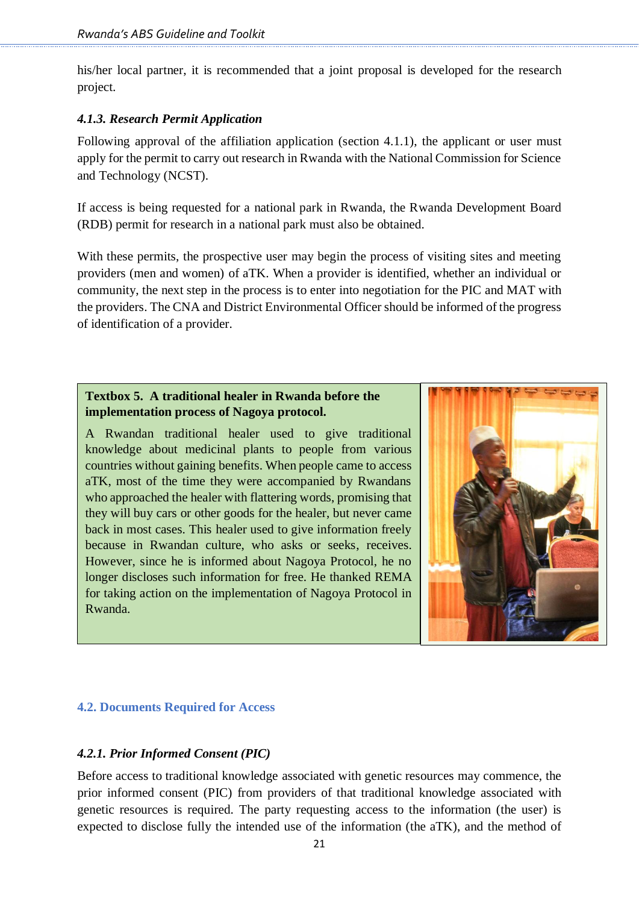his/her local partner, it is recommended that a joint proposal is developed for the research project.

#### *4.1.3. Research Permit Application*

Following approval of the affiliation application (section 4.1.1), the applicant or user must apply for the permit to carry out research in Rwanda with the National Commission for Science and Technology (NCST).

If access is being requested for a national park in Rwanda, the Rwanda Development Board (RDB) permit for research in a national park must also be obtained.

With these permits, the prospective user may begin the process of visiting sites and meeting providers (men and women) of aTK. When a provider is identified, whether an individual or community, the next step in the process is to enter into negotiation for the PIC and MAT with the providers. The CNA and District Environmental Officer should be informed of the progress of identification of a provider.

**Textbox 5. A traditional healer in Rwanda before the implementation process of Nagoya protocol.**

A Rwandan traditional healer used to give traditional knowledge about medicinal plants to people from various countries without gaining benefits. When people came to access aTK, most of the time they were accompanied by Rwandans who approached the healer with flattering words, promising that they will buy cars or other goods for the healer, but never came back in most cases. This healer used to give information freely because in Rwandan culture, who asks or seeks, receives. However, since he is informed about Nagoya Protocol, he no longer discloses such information for free. He thanked REMA for taking action on the implementation of Nagoya Protocol in Rwanda.

## 4.2. Documents Required for Access

#### *4.2.1. Prior Informed Consent (PIC)*

Before access to traditional knowledge associated with genetic resources may commence, the prior informed consent (PIC) from providers of that traditional knowledge associated with genetic resources is required. The party requesting access to the information (the user) is expected to disclose fully the intended use of the information (the aTK), and the method of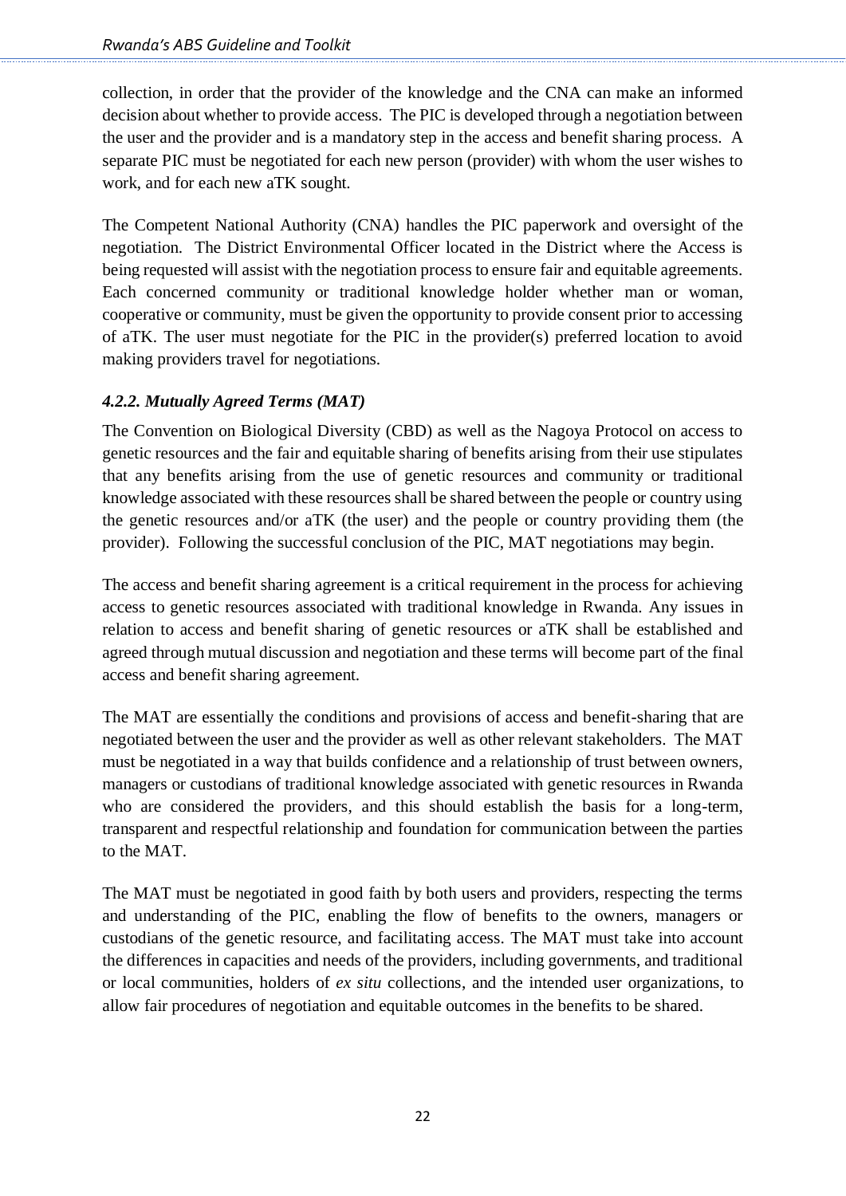collection, in order that the provider of the knowledge and the CNA can make an informed decision about whether to provide access. The PIC is developed through a negotiation between the user and the provider and is a mandatory step in the access and benefit sharing process. A separate PIC must be negotiated for each new person (provider) with whom the user wishes to work, and for each new aTK sought.

The Competent National Authority (CNA) handles the PIC paperwork and oversight of the negotiation. The District Environmental Officer located in the District where the Access is being requested will assist with the negotiation process to ensure fair and equitable agreements. Each concerned community or traditional knowledge holder whether man or woman, cooperative or community, must be given the opportunity to provide consent prior to accessing of aTK. The user must negotiate for the PIC in the provider(s) preferred location to avoid making providers travel for negotiations.

### *4.2.2. Mutually Agreed Terms (MAT)*

The Convention on Biological Diversity (CBD) as well as the Nagoya Protocol on access to genetic resources and the fair and equitable sharing of benefits arising from their use stipulates that any benefits arising from the use of genetic resources and community or traditional knowledge associated with these resources shall be shared between the people or country using the genetic resources and/or aTK (the user) and the people or country providing them (the provider). Following the successful conclusion of the PIC, MAT negotiations may begin.

The access and benefit sharing agreement is a critical requirement in the process for achieving access to genetic resources associated with traditional knowledge in Rwanda. Any issues in relation to access and benefit sharing of genetic resources or aTK shall be established and agreed through mutual discussion and negotiation and these terms will become part of the final access and benefit sharing agreement.

The MAT are essentially the conditions and provisions of access and benefit-sharing that are negotiated between the user and the provider as well as other relevant stakeholders. The MAT must be negotiated in a way that builds confidence and a relationship of trust between owners, managers or custodians of traditional knowledge associated with genetic resources in Rwanda who are considered the providers, and this should establish the basis for a long-term, transparent and respectful relationship and foundation for communication between the parties to the MAT.

The MAT must be negotiated in good faith by both users and providers, respecting the terms and understanding of the PIC, enabling the flow of benefits to the owners, managers or custodians of the genetic resource, and facilitating access. The MAT must take into account the differences in capacities and needs of the providers, including governments, and traditional or local communities, holders of *ex situ* collections, and the intended user organizations, to allow fair procedures of negotiation and equitable outcomes in the benefits to be shared.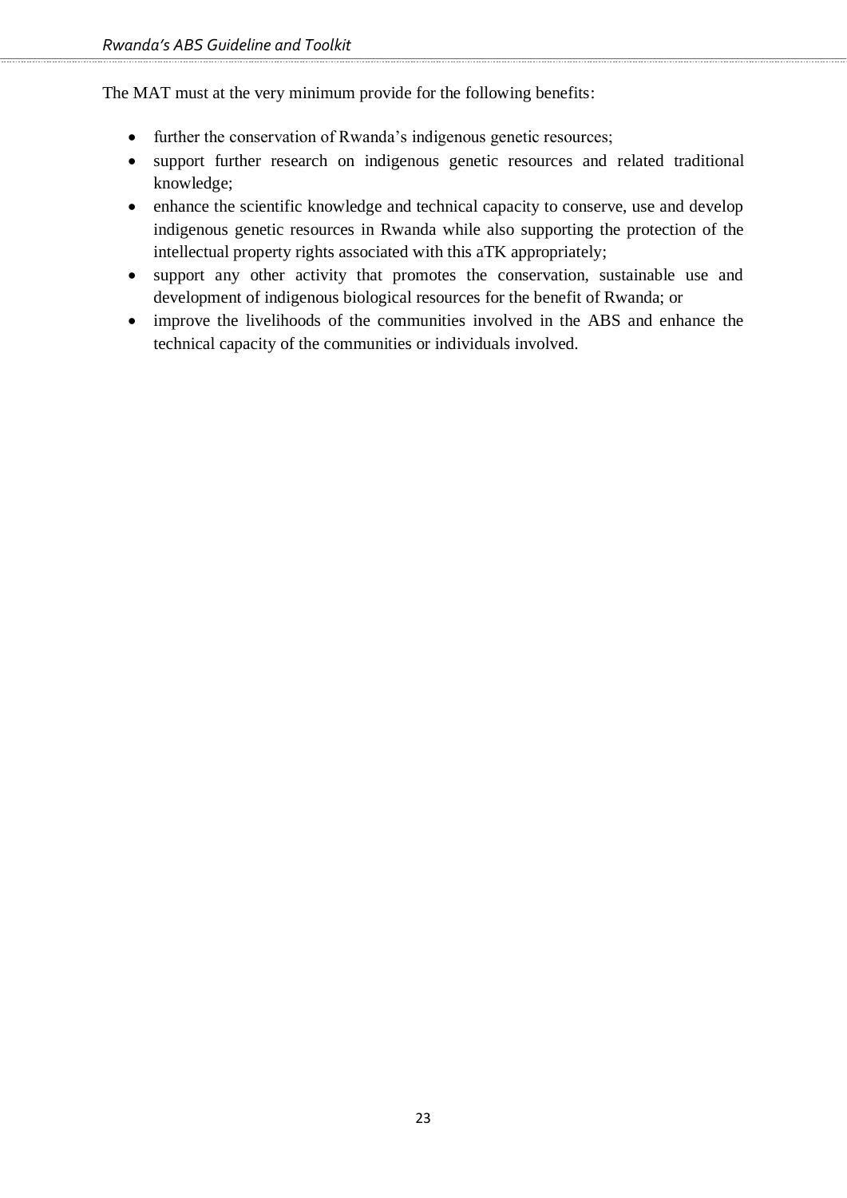The MAT must at the very minimum provide for the following benefits:

- further the conservation of Rwanda's indigenous genetic resources;
- support further research on indigenous genetic resources and related traditional knowledge;
- enhance the scientific knowledge and technical capacity to conserve, use and develop indigenous genetic resources in Rwanda while also supporting the protection of the intellectual property rights associated with this aTK appropriately;
- support any other activity that promotes the conservation, sustainable use and development of indigenous biological resources for the benefit of Rwanda; or
- improve the livelihoods of the communities involved in the ABS and enhance the technical capacity of the communities or individuals involved.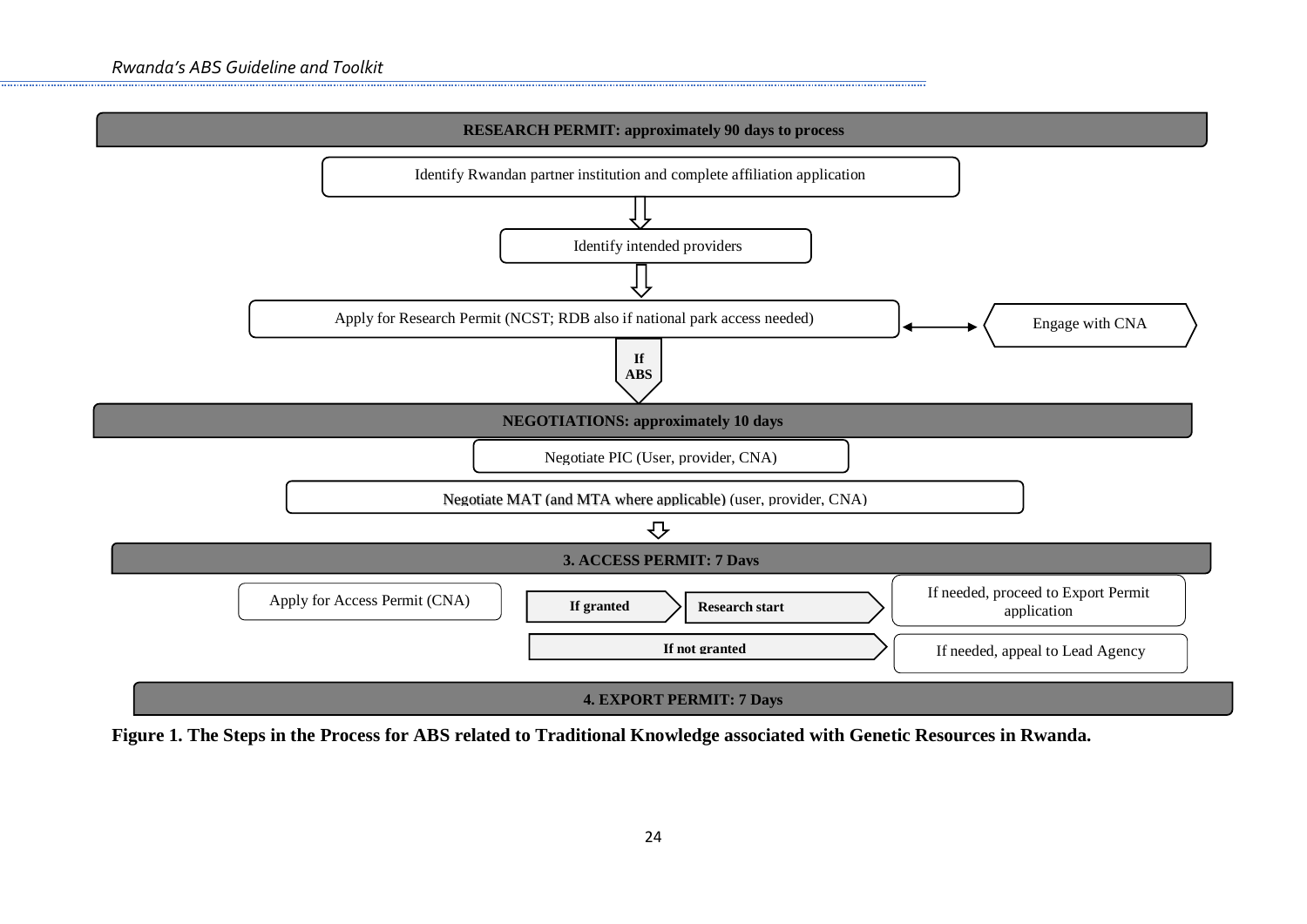RESEARCH PERMIT: approximately 90 days to process

Identify Rwandan partner institution and complete affiliation application

Identify intended providers

Apply for Research Permit (NCST; RDB also if national park access needed)

Engage with CNA

If ABS

NEGOTIATIONS: approximately 10 days

Negotiate PIC (User, provider, CNA)

Negotiate MAT (and MTA where applicable) (user, provider, CNA)

3. ACCESS PERMIT: 7 Days

Apply for Access Permit (CNA)

If granted

Research start

If needed, proceed to Export Permit application

If not granted

If needed, appeal to Lead Agency

4. EXPORT PERMIT: 7 Days

**Figure 1. The Steps in the Process for ABS related to Traditional Knowledge associated with Genetic Resources in Rwanda.**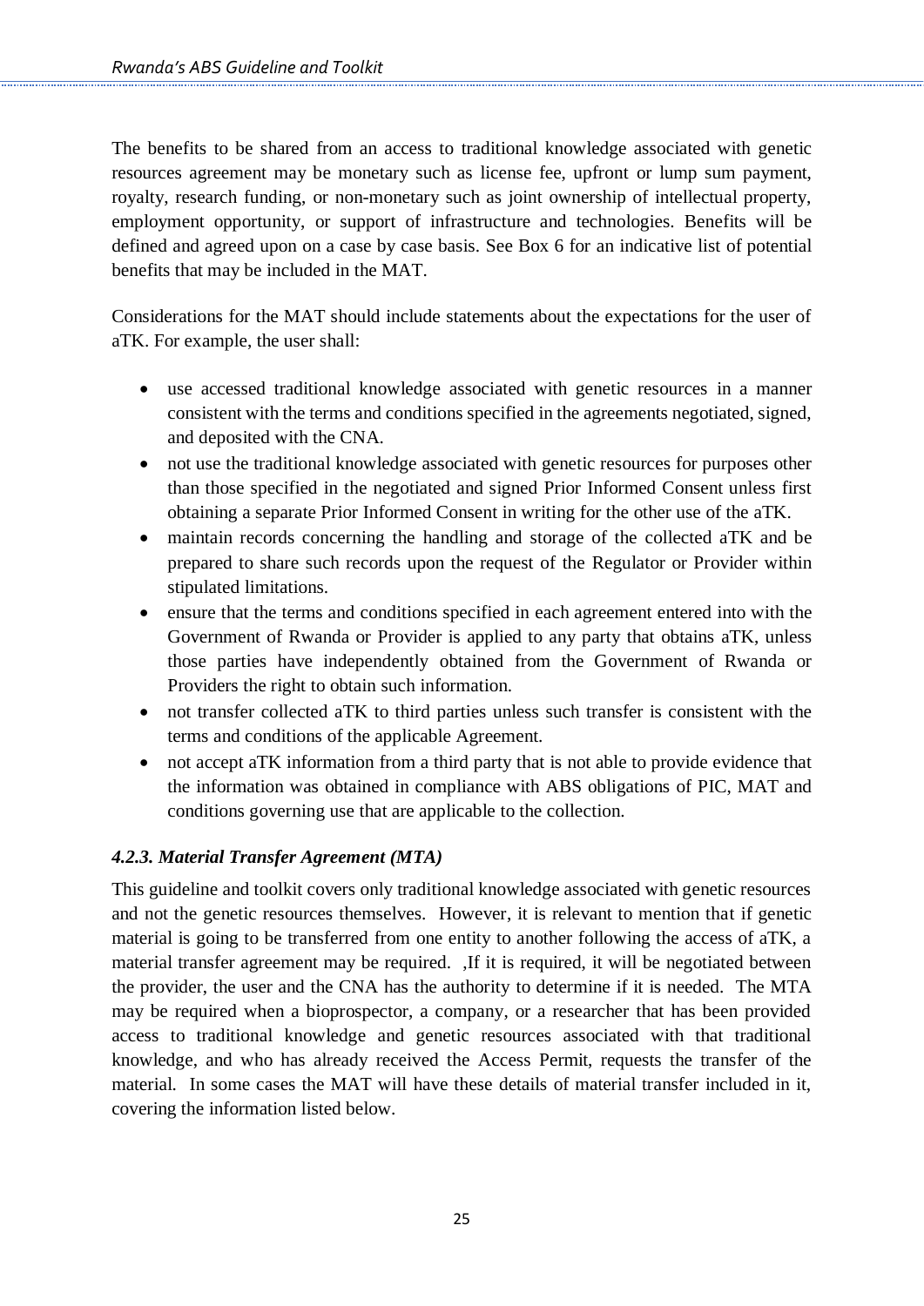The benefits to be shared from an access to traditional knowledge associated with genetic resources agreement may be monetary such as license fee, upfront or lump sum payment, royalty, research funding, or non-monetary such as joint ownership of intellectual property, employment opportunity, or support of infrastructure and technologies. Benefits will be defined and agreed upon on a case by case basis. See Box 6 for an indicative list of potential benefits that may be included in the MAT.

Considerations for the MAT should include statements about the expectations for the user of aTK. For example, the user shall:

- use accessed traditional knowledge associated with genetic resources in a manner consistent with the terms and conditions specified in the agreements negotiated, signed, and deposited with the CNA.
- not use the traditional knowledge associated with genetic resources for purposes other than those specified in the negotiated and signed Prior Informed Consent unless first obtaining a separate Prior Informed Consent in writing for the other use of the aTK.
- maintain records concerning the handling and storage of the collected aTK and be prepared to share such records upon the request of the Regulator or Provider within stipulated limitations.
- ensure that the terms and conditions specified in each agreement entered into with the Government of Rwanda or Provider is applied to any party that obtains aTK, unless those parties have independently obtained from the Government of Rwanda or Providers the right to obtain such information.
- not transfer collected aTK to third parties unless such transfer is consistent with the terms and conditions of the applicable Agreement.
- not accept aTK information from a third party that is not able to provide evidence that the information was obtained in compliance with ABS obligations of PIC, MAT and conditions governing use that are applicable to the collection.

### *4.2.3. Material Transfer Agreement (MTA)*

This guideline and toolkit covers only traditional knowledge associated with genetic resources and not the genetic resources themselves. However, it is relevant to mention that if genetic material is going to be transferred from one entity to another following the access of aTK, a material transfer agreement may be required. ,If it is required, it will be negotiated between the provider, the user and the CNA has the authority to determine if it is needed. The MTA may be required when a bioprospector, a company, or a researcher that has been provided access to traditional knowledge and genetic resources associated with that traditional knowledge, and who has already received the Access Permit, requests the transfer of the material. In some cases the MAT will have these details of material transfer included in it, covering the information listed below.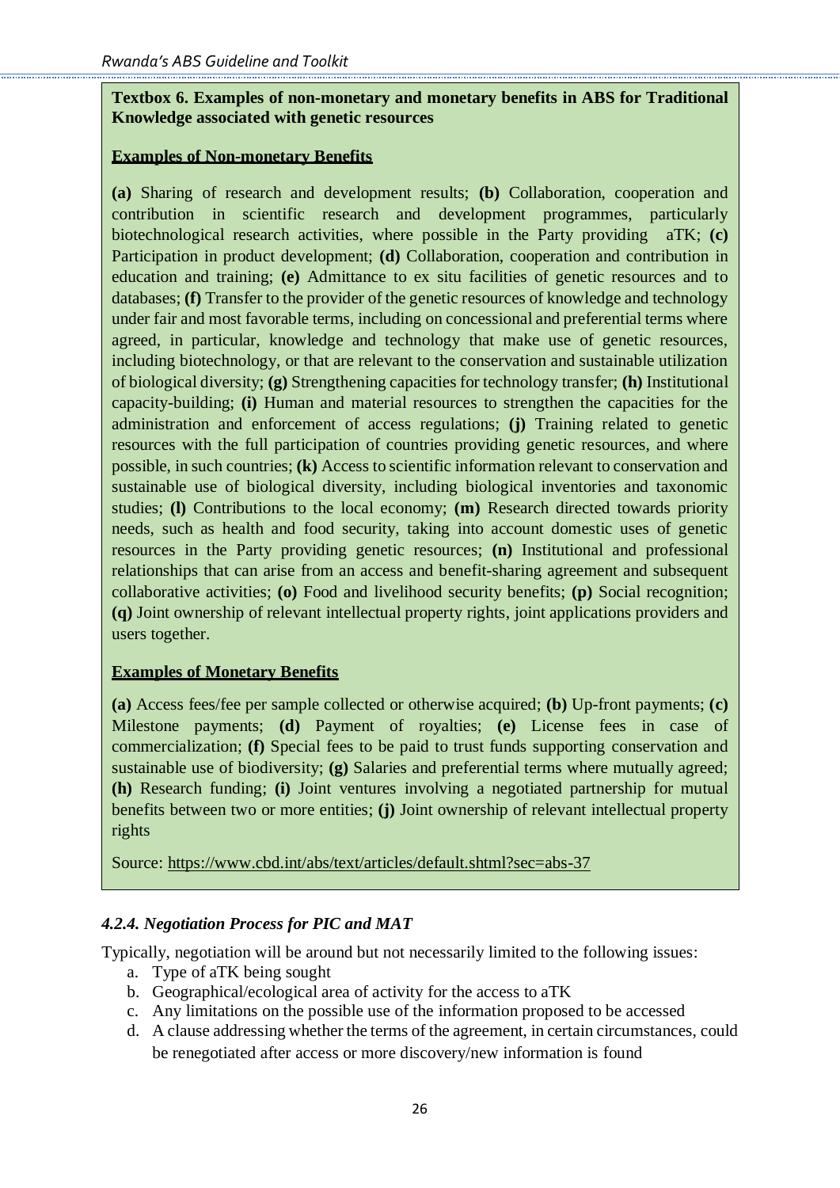**Textbox 6. Examples of non-monetary and monetary benefits in ABS for Traditional Knowledge associated with genetic resources**

**Examples of Non-monetary Benefits**

**(a)** Sharing of research and development results; **(b)** Collaboration, cooperation and contribution in scientific research and development programmes, particularly biotechnological research activities, where possible in the Party providing aTK; **(c)** Participation in product development; **(d)** Collaboration, cooperation and contribution in education and training; **(e)** Admittance to ex situ facilities of genetic resources and to databases; **(f)** Transfer to the provider of the genetic resources of knowledge and technology under fair and most favorable terms, including on concessional and preferential terms where agreed, in particular, knowledge and technology that make use of genetic resources, including biotechnology, or that are relevant to the conservation and sustainable utilization of biological diversity; **(g)** Strengthening capacities for technology transfer; **(h)** Institutional capacity-building; **(i)** Human and material resources to strengthen the capacities for the administration and enforcement of access regulations; **(j)** Training related to genetic resources with the full participation of countries providing genetic resources, and where possible, in such countries; **(k)** Access to scientific information relevant to conservation and sustainable use of biological diversity, including biological inventories and taxonomic studies; **(l)** Contributions to the local economy; **(m)** Research directed towards priority needs, such as health and food security, taking into account domestic uses of genetic resources in the Party providing genetic resources; **(n)** Institutional and professional relationships that can arise from an access and benefit-sharing agreement and subsequent collaborative activities; **(o)** Food and livelihood security benefits; **(p)** Social recognition; **(q)** Joint ownership of relevant intellectual property rights, joint applications providers and users together.

**Examples of Monetary Benefits**

**(a)** Access fees/fee per sample collected or otherwise acquired; **(b)** Up-front payments; **(c)** Milestone payments; **(d)** Payment of royalties; **(e)** License fees in case of commercialization; **(f)** Special fees to be paid to trust funds supporting conservation and sustainable use of biodiversity; **(g)** Salaries and preferential terms where mutually agreed; **(h)** Research funding; **(i)** Joint ventures involving a negotiated partnership for mutual benefits between two or more entities; **(j)** Joint ownership of relevant intellectual property rights

Source: https://www.cbd.int/abs/text/articles/default.shtml?sec=abs-37

### *4.2.4. Negotiation Process for PIC and MAT*

Typically, negotiation will be around but not necessarily limited to the following issues:

a. Type of aTK being sought
b. Geographical/ecological area of activity for the access to aTK
c. Any limitations on the possible use of the information proposed to be accessed
d. A clause addressing whether the terms of the agreement, in certain circumstances, could be renegotiated after access or more discovery/new information is found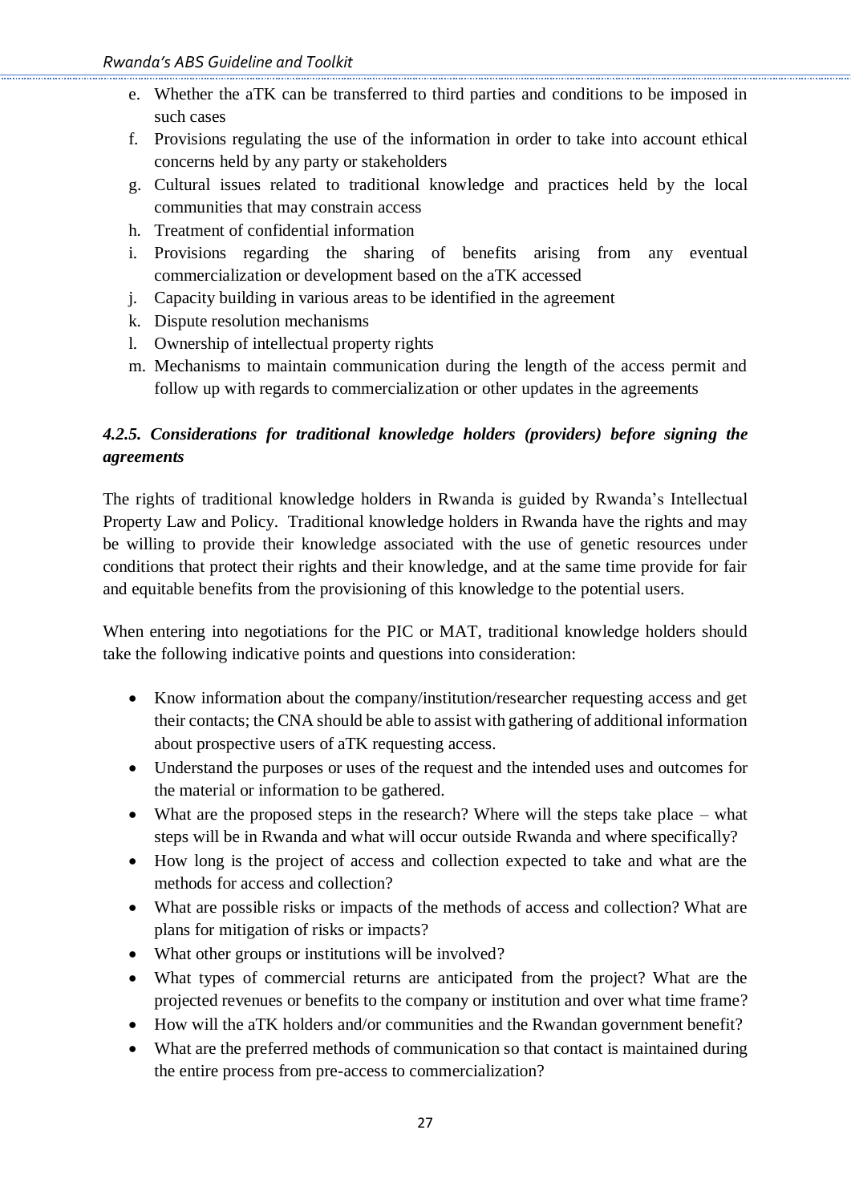e. Whether the aTK can be transferred to third parties and conditions to be imposed in such cases
f. Provisions regulating the use of the information in order to take into account ethical concerns held by any party or stakeholders
g. Cultural issues related to traditional knowledge and practices held by the local communities that may constrain access
h. Treatment of confidential information
i. Provisions regarding the sharing of benefits arising from any eventual commercialization or development based on the aTK accessed
j. Capacity building in various areas to be identified in the agreement
k. Dispute resolution mechanisms
l. Ownership of intellectual property rights
m. Mechanisms to maintain communication during the length of the access permit and follow up with regards to commercialization or other updates in the agreements

### *4.2.5. Considerations for traditional knowledge holders (providers) before signing the agreements*

The rights of traditional knowledge holders in Rwanda is guided by Rwanda's Intellectual Property Law and Policy. Traditional knowledge holders in Rwanda have the rights and may be willing to provide their knowledge associated with the use of genetic resources under conditions that protect their rights and their knowledge, and at the same time provide for fair and equitable benefits from the provisioning of this knowledge to the potential users.

When entering into negotiations for the PIC or MAT, traditional knowledge holders should take the following indicative points and questions into consideration:

- Know information about the company/institution/researcher requesting access and get their contacts; the CNA should be able to assist with gathering of additional information about prospective users of aTK requesting access.
- Understand the purposes or uses of the request and the intended uses and outcomes for the material or information to be gathered.
- What are the proposed steps in the research? Where will the steps take place – what steps will be in Rwanda and what will occur outside Rwanda and where specifically?
- How long is the project of access and collection expected to take and what are the methods for access and collection?
- What are possible risks or impacts of the methods of access and collection? What are plans for mitigation of risks or impacts?
- What other groups or institutions will be involved?
- What types of commercial returns are anticipated from the project? What are the projected revenues or benefits to the company or institution and over what time frame?
- How will the aTK holders and/or communities and the Rwandan government benefit?
- What are the preferred methods of communication so that contact is maintained during the entire process from pre-access to commercialization?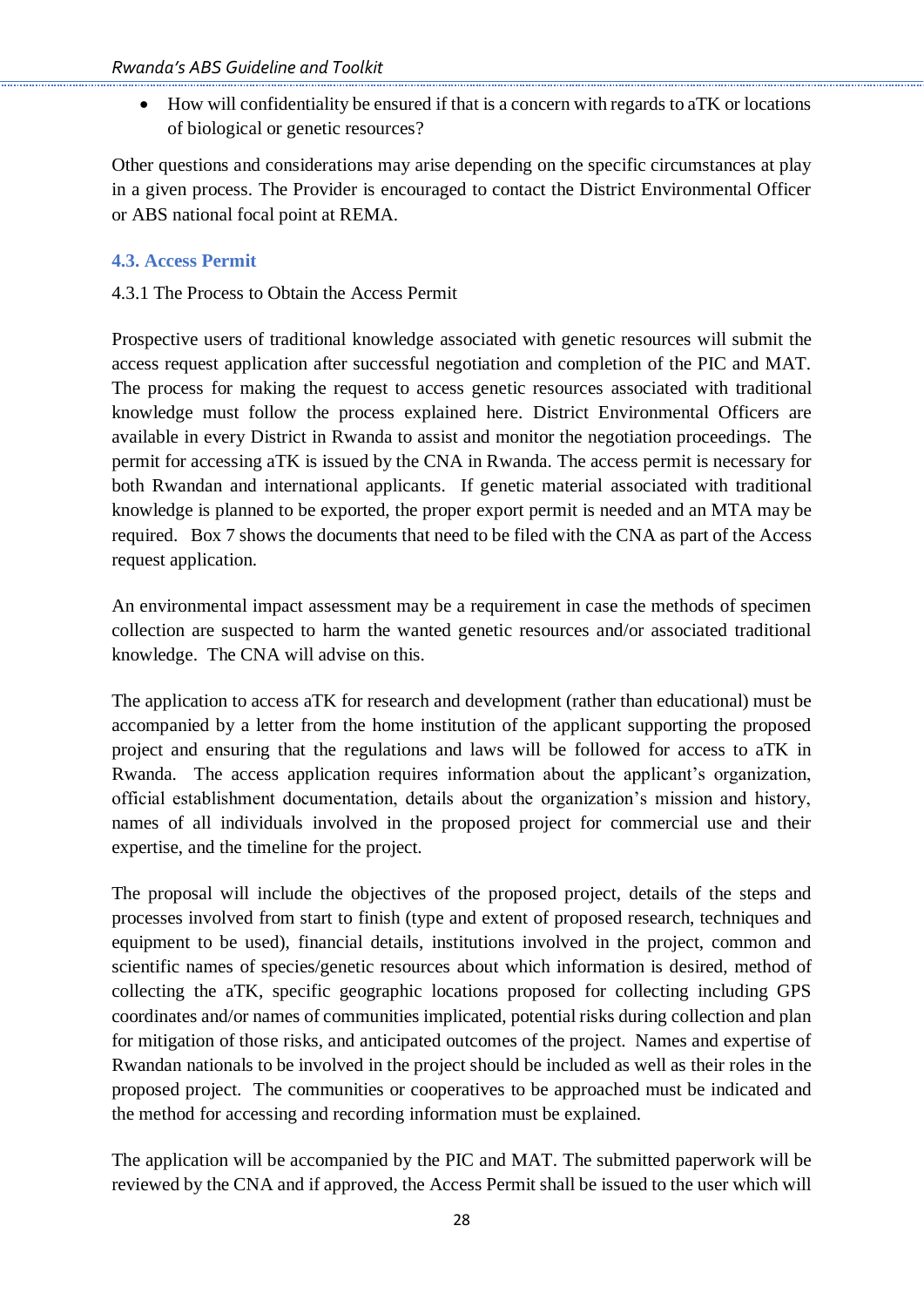- How will confidentiality be ensured if that is a concern with regards to aTK or locations of biological or genetic resources?

Other questions and considerations may arise depending on the specific circumstances at play in a given process. The Provider is encouraged to contact the District Environmental Officer or ABS national focal point at REMA.

## 4.3. Access Permit

### 4.3.1 The Process to Obtain the Access Permit

Prospective users of traditional knowledge associated with genetic resources will submit the access request application after successful negotiation and completion of the PIC and MAT. The process for making the request to access genetic resources associated with traditional knowledge must follow the process explained here. District Environmental Officers are available in every District in Rwanda to assist and monitor the negotiation proceedings. The permit for accessing aTK is issued by the CNA in Rwanda. The access permit is necessary for both Rwandan and international applicants. If genetic material associated with traditional knowledge is planned to be exported, the proper export permit is needed and an MTA may be required. Box 7 shows the documents that need to be filed with the CNA as part of the Access request application.

An environmental impact assessment may be a requirement in case the methods of specimen collection are suspected to harm the wanted genetic resources and/or associated traditional knowledge. The CNA will advise on this.

The application to access aTK for research and development (rather than educational) must be accompanied by a letter from the home institution of the applicant supporting the proposed project and ensuring that the regulations and laws will be followed for access to aTK in Rwanda. The access application requires information about the applicant's organization, official establishment documentation, details about the organization's mission and history, names of all individuals involved in the proposed project for commercial use and their expertise, and the timeline for the project.

The proposal will include the objectives of the proposed project, details of the steps and processes involved from start to finish (type and extent of proposed research, techniques and equipment to be used), financial details, institutions involved in the project, common and scientific names of species/genetic resources about which information is desired, method of collecting the aTK, specific geographic locations proposed for collecting including GPS coordinates and/or names of communities implicated, potential risks during collection and plan for mitigation of those risks, and anticipated outcomes of the project. Names and expertise of Rwandan nationals to be involved in the project should be included as well as their roles in the proposed project. The communities or cooperatives to be approached must be indicated and the method for accessing and recording information must be explained.

The application will be accompanied by the PIC and MAT. The submitted paperwork will be reviewed by the CNA and if approved, the Access Permit shall be issued to the user which will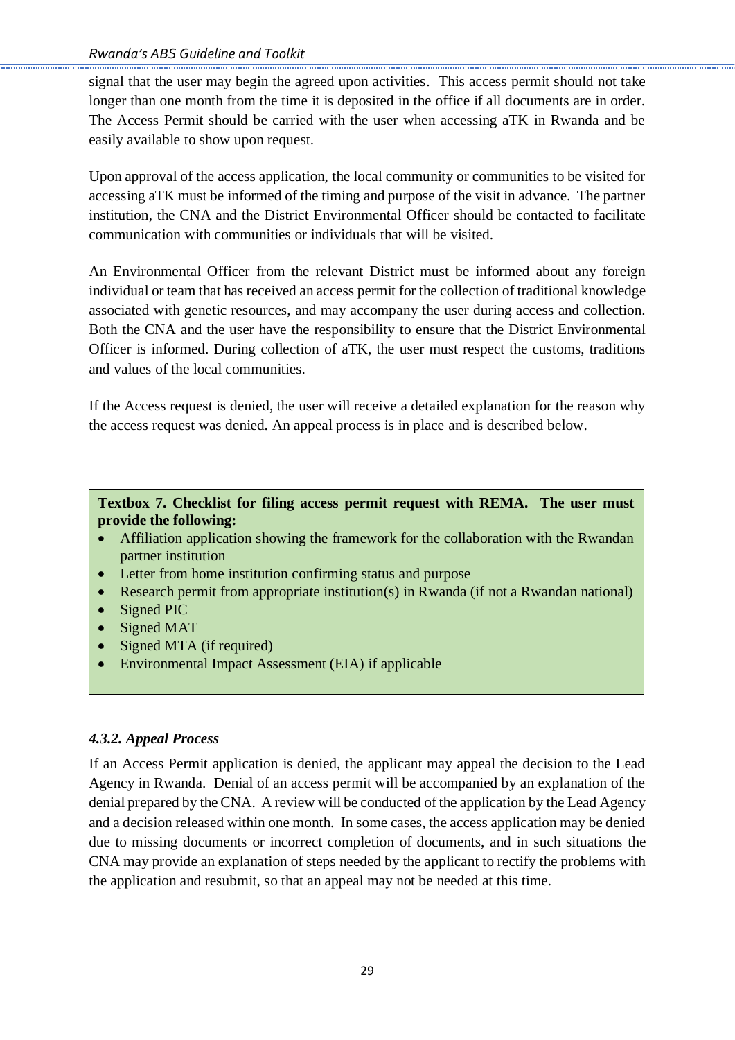signal that the user may begin the agreed upon activities. This access permit should not take longer than one month from the time it is deposited in the office if all documents are in order. The Access Permit should be carried with the user when accessing aTK in Rwanda and be easily available to show upon request.

Upon approval of the access application, the local community or communities to be visited for accessing aTK must be informed of the timing and purpose of the visit in advance. The partner institution, the CNA and the District Environmental Officer should be contacted to facilitate communication with communities or individuals that will be visited.

An Environmental Officer from the relevant District must be informed about any foreign individual or team that has received an access permit for the collection of traditional knowledge associated with genetic resources, and may accompany the user during access and collection. Both the CNA and the user have the responsibility to ensure that the District Environmental Officer is informed. During collection of aTK, the user must respect the customs, traditions and values of the local communities.

If the Access request is denied, the user will receive a detailed explanation for the reason why the access request was denied. An appeal process is in place and is described below.

**Textbox 7. Checklist for filing access permit request with REMA. The user must provide the following:**

- Affiliation application showing the framework for the collaboration with the Rwandan partner institution
- Letter from home institution confirming status and purpose
- Research permit from appropriate institution(s) in Rwanda (if not a Rwandan national)
- Signed PIC
- Signed MAT
- Signed MTA (if required)
- Environmental Impact Assessment (EIA) if applicable

#### *4.3.2. Appeal Process*

If an Access Permit application is denied, the applicant may appeal the decision to the Lead Agency in Rwanda. Denial of an access permit will be accompanied by an explanation of the denial prepared by the CNA. A review will be conducted of the application by the Lead Agency and a decision released within one month. In some cases, the access application may be denied due to missing documents or incorrect completion of documents, and in such situations the CNA may provide an explanation of steps needed by the applicant to rectify the problems with the application and resubmit, so that an appeal may not be needed at this time.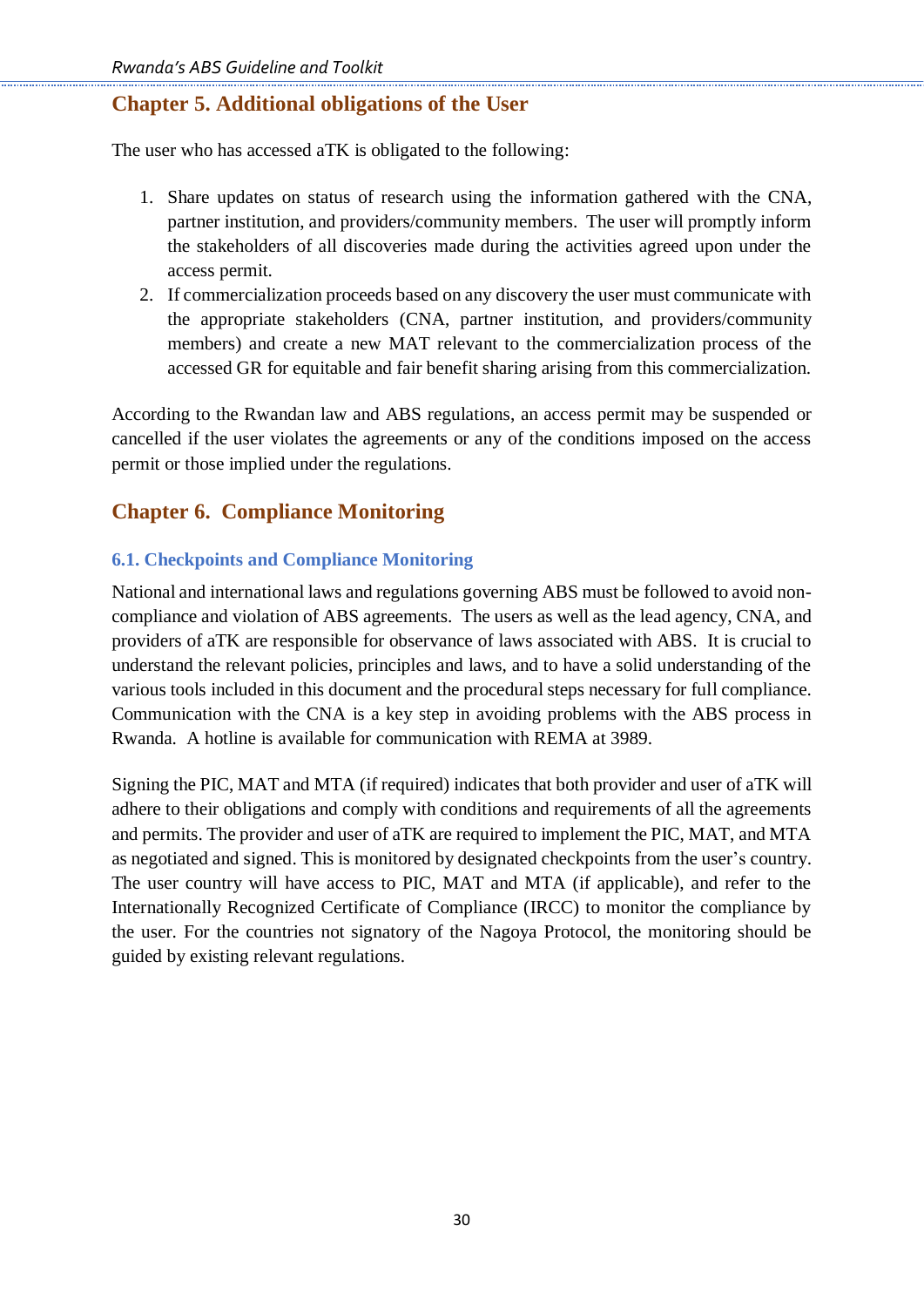## Chapter 5. Additional obligations of the User

The user who has accessed aTK is obligated to the following:

1. Share updates on status of research using the information gathered with the CNA, partner institution, and providers/community members. The user will promptly inform the stakeholders of all discoveries made during the activities agreed upon under the access permit.
2. If commercialization proceeds based on any discovery the user must communicate with the appropriate stakeholders (CNA, partner institution, and providers/community members) and create a new MAT relevant to the commercialization process of the accessed GR for equitable and fair benefit sharing arising from this commercialization.

According to the Rwandan law and ABS regulations, an access permit may be suspended or cancelled if the user violates the agreements or any of the conditions imposed on the access permit or those implied under the regulations.

## Chapter 6. Compliance Monitoring

### 6.1. Checkpoints and Compliance Monitoring

National and international laws and regulations governing ABS must be followed to avoid non-compliance and violation of ABS agreements. The users as well as the lead agency, CNA, and providers of aTK are responsible for observance of laws associated with ABS. It is crucial to understand the relevant policies, principles and laws, and to have a solid understanding of the various tools included in this document and the procedural steps necessary for full compliance. Communication with the CNA is a key step in avoiding problems with the ABS process in Rwanda. A hotline is available for communication with REMA at 3989.

Signing the PIC, MAT and MTA (if required) indicates that both provider and user of aTK will adhere to their obligations and comply with conditions and requirements of all the agreements and permits. The provider and user of aTK are required to implement the PIC, MAT, and MTA as negotiated and signed. This is monitored by designated checkpoints from the user's country. The user country will have access to PIC, MAT and MTA (if applicable), and refer to the Internationally Recognized Certificate of Compliance (IRCC) to monitor the compliance by the user. For the countries not signatory of the Nagoya Protocol, the monitoring should be guided by existing relevant regulations.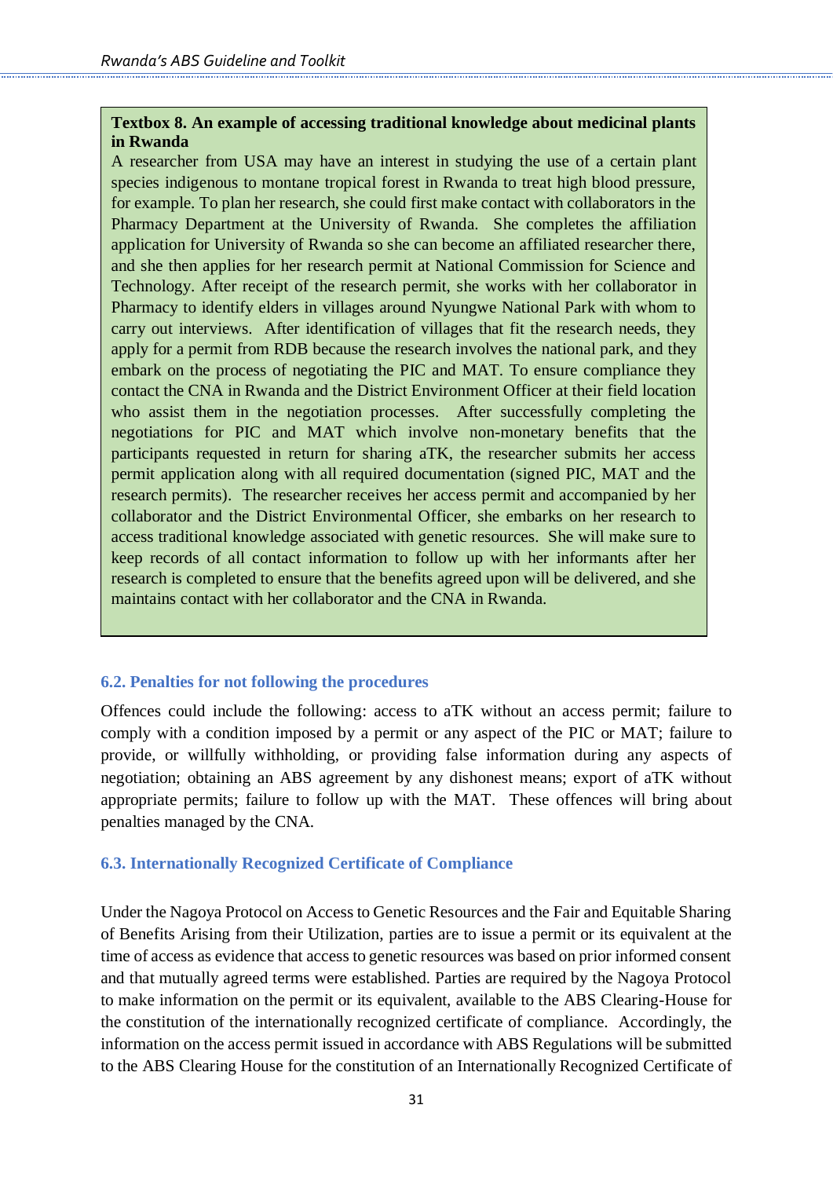**Textbox 8. An example of accessing traditional knowledge about medicinal plants in Rwanda**

A researcher from USA may have an interest in studying the use of a certain plant species indigenous to montane tropical forest in Rwanda to treat high blood pressure, for example. To plan her research, she could first make contact with collaborators in the Pharmacy Department at the University of Rwanda. She completes the affiliation application for University of Rwanda so she can become an affiliated researcher there, and she then applies for her research permit at National Commission for Science and Technology. After receipt of the research permit, she works with her collaborator in Pharmacy to identify elders in villages around Nyungwe National Park with whom to carry out interviews. After identification of villages that fit the research needs, they apply for a permit from RDB because the research involves the national park, and they embark on the process of negotiating the PIC and MAT. To ensure compliance they contact the CNA in Rwanda and the District Environment Officer at their field location who assist them in the negotiation processes. After successfully completing the negotiations for PIC and MAT which involve non-monetary benefits that the participants requested in return for sharing aTK, the researcher submits her access permit application along with all required documentation (signed PIC, MAT and the research permits). The researcher receives her access permit and accompanied by her collaborator and the District Environmental Officer, she embarks on her research to access traditional knowledge associated with genetic resources. She will make sure to keep records of all contact information to follow up with her informants after her research is completed to ensure that the benefits agreed upon will be delivered, and she maintains contact with her collaborator and the CNA in Rwanda.

### 6.2. Penalties for not following the procedures

Offences could include the following: access to aTK without an access permit; failure to comply with a condition imposed by a permit or any aspect of the PIC or MAT; failure to provide, or willfully withholding, or providing false information during any aspects of negotiation; obtaining an ABS agreement by any dishonest means; export of aTK without appropriate permits; failure to follow up with the MAT. These offences will bring about penalties managed by the CNA.

### 6.3. Internationally Recognized Certificate of Compliance

Under the Nagoya Protocol on Access to Genetic Resources and the Fair and Equitable Sharing of Benefits Arising from their Utilization, parties are to issue a permit or its equivalent at the time of access as evidence that access to genetic resources was based on prior informed consent and that mutually agreed terms were established. Parties are required by the Nagoya Protocol to make information on the permit or its equivalent, available to the ABS Clearing-House for the constitution of the internationally recognized certificate of compliance. Accordingly, the information on the access permit issued in accordance with ABS Regulations will be submitted to the ABS Clearing House for the constitution of an Internationally Recognized Certificate of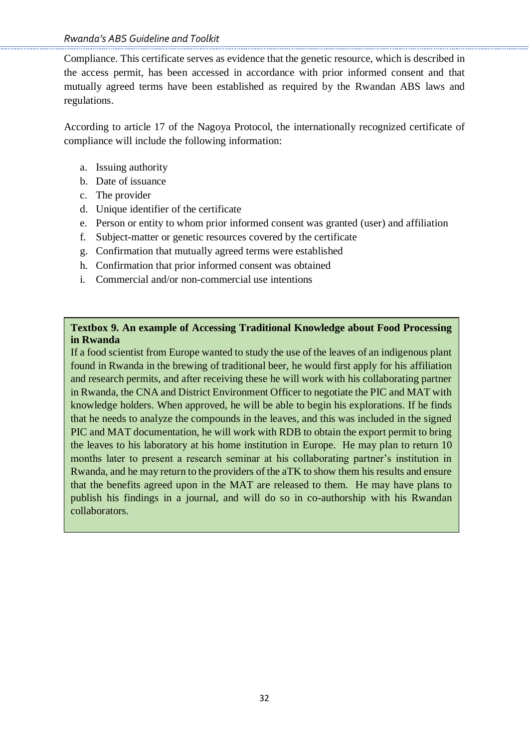Compliance. This certificate serves as evidence that the genetic resource, which is described in the access permit, has been accessed in accordance with prior informed consent and that mutually agreed terms have been established as required by the Rwandan ABS laws and regulations.

According to article 17 of the Nagoya Protocol, the internationally recognized certificate of compliance will include the following information:

a. Issuing authority
b. Date of issuance
c. The provider
d. Unique identifier of the certificate
e. Person or entity to whom prior informed consent was granted (user) and affiliation
f. Subject-matter or genetic resources covered by the certificate
g. Confirmation that mutually agreed terms were established
h. Confirmation that prior informed consent was obtained
i. Commercial and/or non-commercial use intentions

**Textbox 9. An example of Accessing Traditional Knowledge about Food Processing in Rwanda**

If a food scientist from Europe wanted to study the use of the leaves of an indigenous plant found in Rwanda in the brewing of traditional beer, he would first apply for his affiliation and research permits, and after receiving these he will work with his collaborating partner in Rwanda, the CNA and District Environment Officer to negotiate the PIC and MAT with knowledge holders. When approved, he will be able to begin his explorations. If he finds that he needs to analyze the compounds in the leaves, and this was included in the signed PIC and MAT documentation, he will work with RDB to obtain the export permit to bring the leaves to his laboratory at his home institution in Europe. He may plan to return 10 months later to present a research seminar at his collaborating partner's institution in Rwanda, and he may return to the providers of the aTK to show them his results and ensure that the benefits agreed upon in the MAT are released to them. He may have plans to publish his findings in a journal, and will do so in co-authorship with his Rwandan collaborators.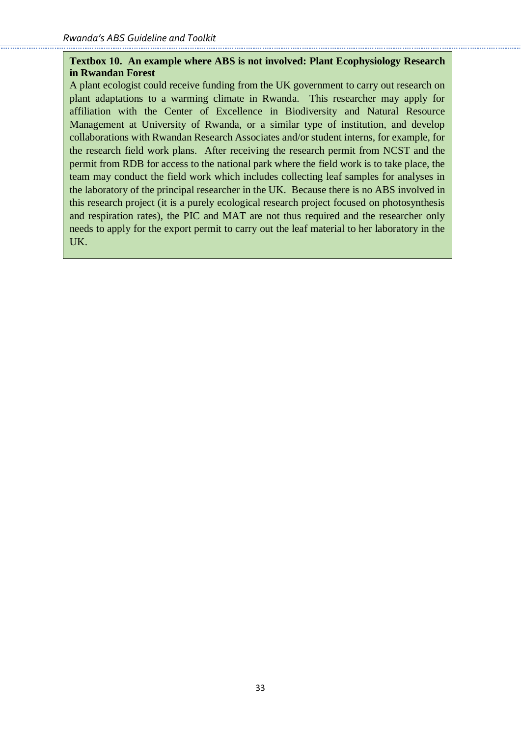**Textbox 10. An example where ABS is not involved: Plant Ecophysiology Research in Rwandan Forest**

A plant ecologist could receive funding from the UK government to carry out research on plant adaptations to a warming climate in Rwanda. This researcher may apply for affiliation with the Center of Excellence in Biodiversity and Natural Resource Management at University of Rwanda, or a similar type of institution, and develop collaborations with Rwandan Research Associates and/or student interns, for example, for the research field work plans. After receiving the research permit from NCST and the permit from RDB for access to the national park where the field work is to take place, the team may conduct the field work which includes collecting leaf samples for analyses in the laboratory of the principal researcher in the UK. Because there is no ABS involved in this research project (it is a purely ecological research project focused on photosynthesis and respiration rates), the PIC and MAT are not thus required and the researcher only needs to apply for the export permit to carry out the leaf material to her laboratory in the UK.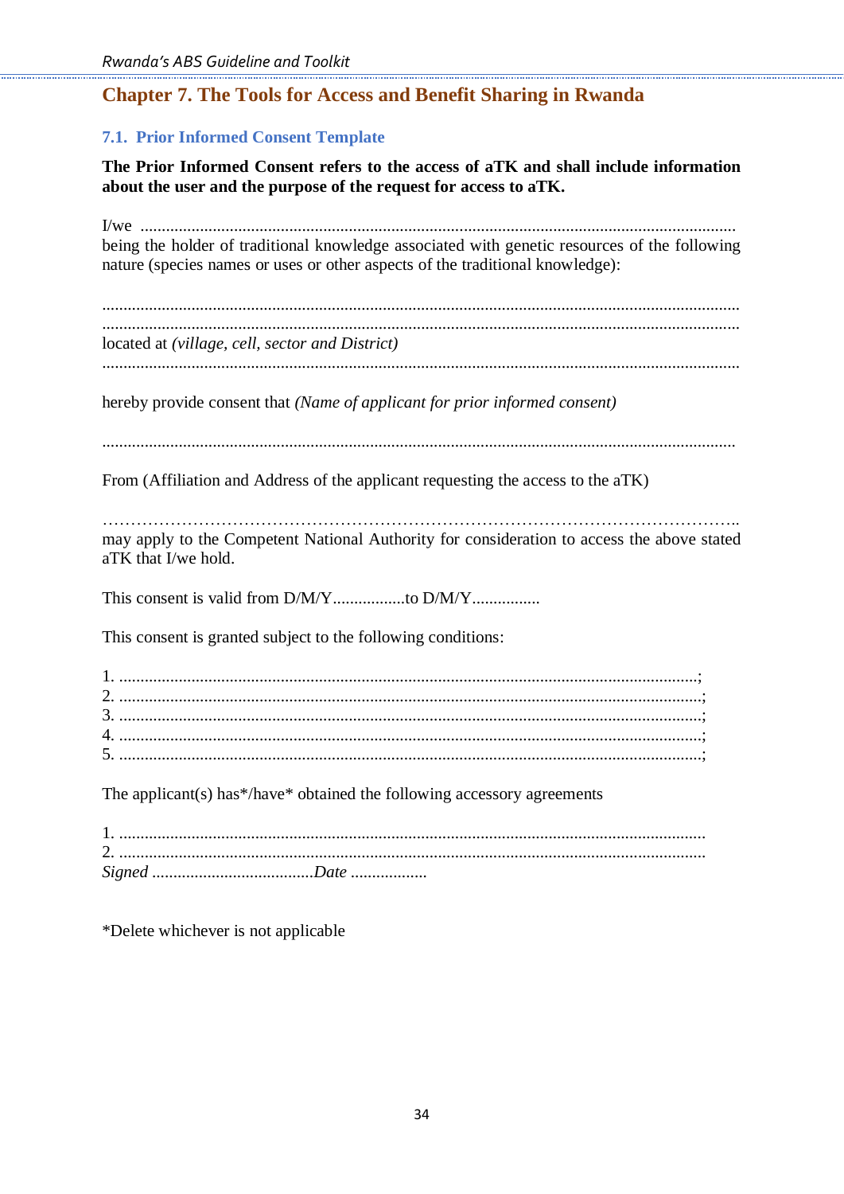# Chapter 7. The Tools for Access and Benefit Sharing in Rwanda

## 7.1. Prior Informed Consent Template

**The Prior Informed Consent refers to the access of aTK and shall include information about the user and the purpose of the request for access to aTK.**

I/we .........................................................................................................................................
being the holder of traditional knowledge associated with genetic resources of the following nature (species names or uses or other aspects of the traditional knowledge):

...................................................................................................................................................
...................................................................................................................................................
located at *(village, cell, sector and District)*
...................................................................................................................................................

hereby provide consent that *(Name of applicant for prior informed consent)*

...................................................................................................................................................

From (Affiliation and Address of the applicant requesting the access to the aTK)

……………………………………………………………………………………………………..
may apply to the Competent National Authority for consideration to access the above stated aTK that I/we hold.

This consent is valid from D/M/Y.................to D/M/Y................

This consent is granted subject to the following conditions:

1. .......................................................................................................................................;
2. .......................................................................................................................................;
3. .......................................................................................................................................;
4. .......................................................................................................................................;
5. .......................................................................................................................................;

The applicant(s) has*/have* obtained the following accessory agreements

1. .......................................................................................................................................
2. .......................................................................................................................................

*Signed* ......................................*Date* ..................

*Delete whichever is not applicable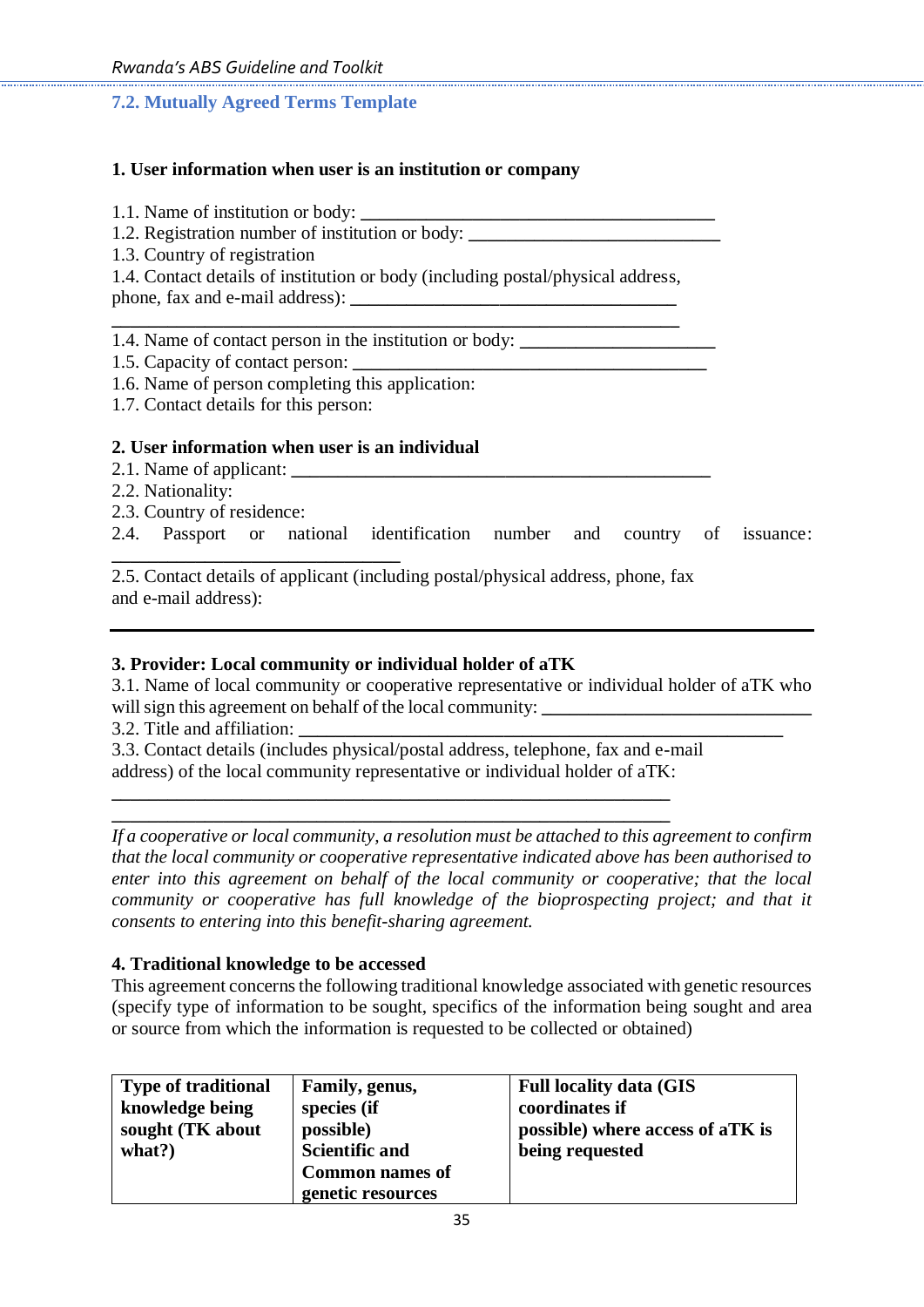## 7.2. Mutually Agreed Terms Template

**1. User information when user is an institution or company**

1.1. Name of institution or body: ________________________________________
1.2. Registration number of institution or body: ____________________________
1.3. Country of registration
1.4. Contact details of institution or body (including postal/physical address, phone, fax and e-mail address): _____________________________________
_________________________________________________________________
1.4. Name of contact person in the institution or body: ______________________
1.5. Capacity of contact person: ________________________________________
1.6. Name of person completing this application:
1.7. Contact details for this person:

**2. User information when user is an individual**

2.1. Name of applicant: ________________________________________________
2.2. Nationality:
2.3. Country of residence:
2.4. Passport or national identification number and country of issuance: _________________________________
2.5. Contact details of applicant (including postal/physical address, phone, fax and e-mail address):

---

**3. Provider: Local community or individual holder of aTK**

3.1. Name of local community or cooperative representative or individual holder of aTK who will sign this agreement on behalf of the local community: _______________________________
3.2. Title and affiliation: ________________________________________________________
3.3. Contact details (includes physical/postal address, telephone, fax and e-mail address) of the local community representative or individual holder of aTK:

________________________________________________________________
________________________________________________________________

*If a cooperative or local community, a resolution must be attached to this agreement to confirm that the local community or cooperative representative indicated above has been authorised to enter into this agreement on behalf of the local community or cooperative; that the local community or cooperative has full knowledge of the bioprospecting project; and that it consents to entering into this benefit-sharing agreement.*

**4. Traditional knowledge to be accessed**

This agreement concerns the following traditional knowledge associated with genetic resources (specify type of information to be sought, specifics of the information being sought and area or source from which the information is requested to be collected or obtained)

| Type of traditional knowledge being sought (TK about what?) | Family, genus, species (if possible) Scientific and Common names of genetic resources | Full locality data (GIS coordinates if possible) where access of aTK is being requested |
|---|---|---|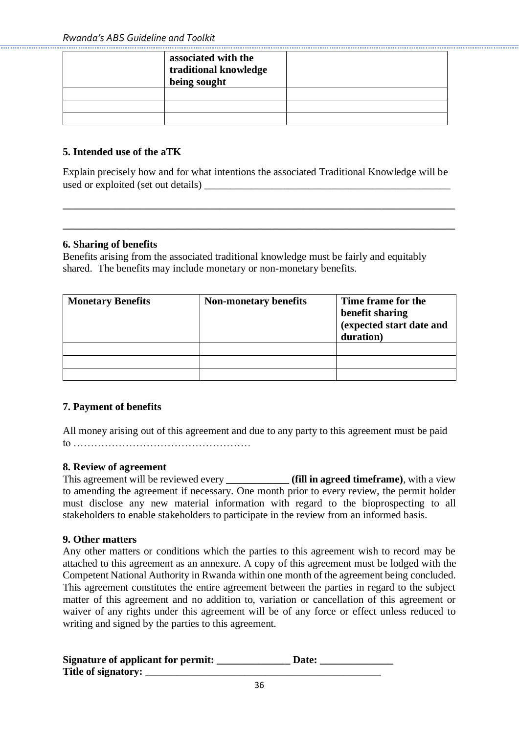| | associated with the traditional knowledge being sought | |
|---|---|---|
| | | |
| | | |
| | | |

**5. Intended use of the aTK**

Explain precisely how and for what intentions the associated Traditional Knowledge will be used or exploited (set out details) ________________________________________________

________________________________________________________________________________

________________________________________________________________________________

**6. Sharing of benefits**

Benefits arising from the associated traditional knowledge must be fairly and equitably shared. The benefits may include monetary or non-monetary benefits.

| Monetary Benefits | Non-monetary benefits | Time frame for the benefit sharing (expected start date and duration) |
|---|---|---|
| | | |
| | | |
| | | |

**7. Payment of benefits**

All money arising out of this agreement and due to any party to this agreement must be paid to ……………………………………………

**8. Review of agreement**

This agreement will be reviewed every ____________ **(fill in agreed timeframe)**, with a view to amending the agreement if necessary. One month prior to every review, the permit holder must disclose any new material information with regard to the bioprospecting to all stakeholders to enable stakeholders to participate in the review from an informed basis.

**9. Other matters**

Any other matters or conditions which the parties to this agreement wish to record may be attached to this agreement as an annexure. A copy of this agreement must be lodged with the Competent National Authority in Rwanda within one month of the agreement being concluded. This agreement constitutes the entire agreement between the parties in regard to the subject matter of this agreement and no addition to, variation or cancellation of this agreement or waiver of any rights under this agreement will be of any force or effect unless reduced to writing and signed by the parties to this agreement.

**Signature of applicant for permit: ______________ Date: ______________**
**Title of signatory: ______________________________________________**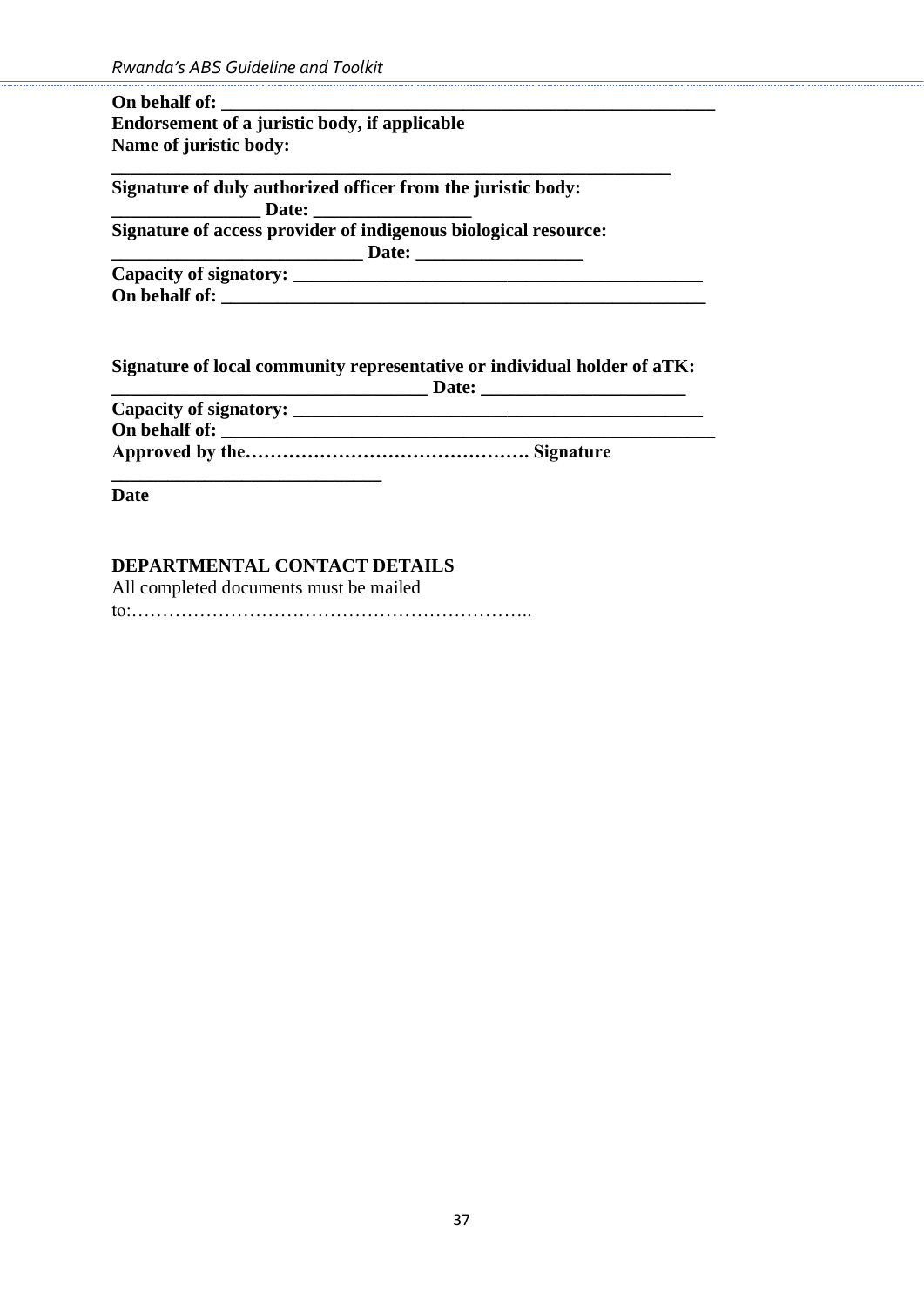**On behalf of: \_\_\_\_\_\_\_\_\_\_\_\_\_\_\_\_\_\_\_\_\_\_\_\_\_\_\_\_\_\_\_\_\_\_\_\_\_\_\_\_\_\_\_\_\_\_\_\_\_\_\_\_\_\_**
**Endorsement of a juristic body, if applicable**
**Name of juristic body:**

**\_\_\_\_\_\_\_\_\_\_\_\_\_\_\_\_\_\_\_\_\_\_\_\_\_\_\_\_\_\_\_\_\_\_\_\_\_\_\_\_\_\_\_\_\_\_\_\_\_\_\_\_\_\_\_\_\_\_\_\_\_\_**
**Signature of duly authorized officer from the juristic body:**
**\_\_\_\_\_\_\_\_\_\_\_\_\_\_\_\_ Date: \_\_\_\_\_\_\_\_\_\_\_\_\_\_\_\_\_**
**Signature of access provider of indigenous biological resource:**
**\_\_\_\_\_\_\_\_\_\_\_\_\_\_\_\_\_\_\_\_\_\_\_\_\_\_\_\_ Date: \_\_\_\_\_\_\_\_\_\_\_\_\_\_\_\_\_\_**
**Capacity of signatory: \_\_\_\_\_\_\_\_\_\_\_\_\_\_\_\_\_\_\_\_\_\_\_\_\_\_\_\_\_\_\_\_\_\_\_\_\_\_\_\_\_\_\_\_\_\_**
**On behalf of: \_\_\_\_\_\_\_\_\_\_\_\_\_\_\_\_\_\_\_\_\_\_\_\_\_\_\_\_\_\_\_\_\_\_\_\_\_\_\_\_\_\_\_\_\_\_\_\_\_\_\_\_\_\_**

**Signature of local community representative or individual holder of aTK:**
**\_\_\_\_\_\_\_\_\_\_\_\_\_\_\_\_\_\_\_\_\_\_\_\_\_\_\_\_\_\_\_\_\_\_\_ Date: \_\_\_\_\_\_\_\_\_\_\_\_\_\_\_\_\_\_\_\_\_\_\_**
**Capacity of signatory: \_\_\_\_\_\_\_\_\_\_\_\_\_\_\_\_\_\_\_\_\_\_\_\_\_\_\_\_\_\_\_\_\_\_\_\_\_\_\_\_\_\_\_\_\_\_**
**On behalf of: \_\_\_\_\_\_\_\_\_\_\_\_\_\_\_\_\_\_\_\_\_\_\_\_\_\_\_\_\_\_\_\_\_\_\_\_\_\_\_\_\_\_\_\_\_\_\_\_\_\_\_\_\_\_\_**
**Approved by the………………………………………. Signature**

**\_\_\_\_\_\_\_\_\_\_\_\_\_\_\_\_\_\_\_\_\_\_\_\_\_\_\_\_\_\_**
**Date**

**DEPARTMENTAL CONTACT DETAILS**

All completed documents must be mailed to:………………………………………………………..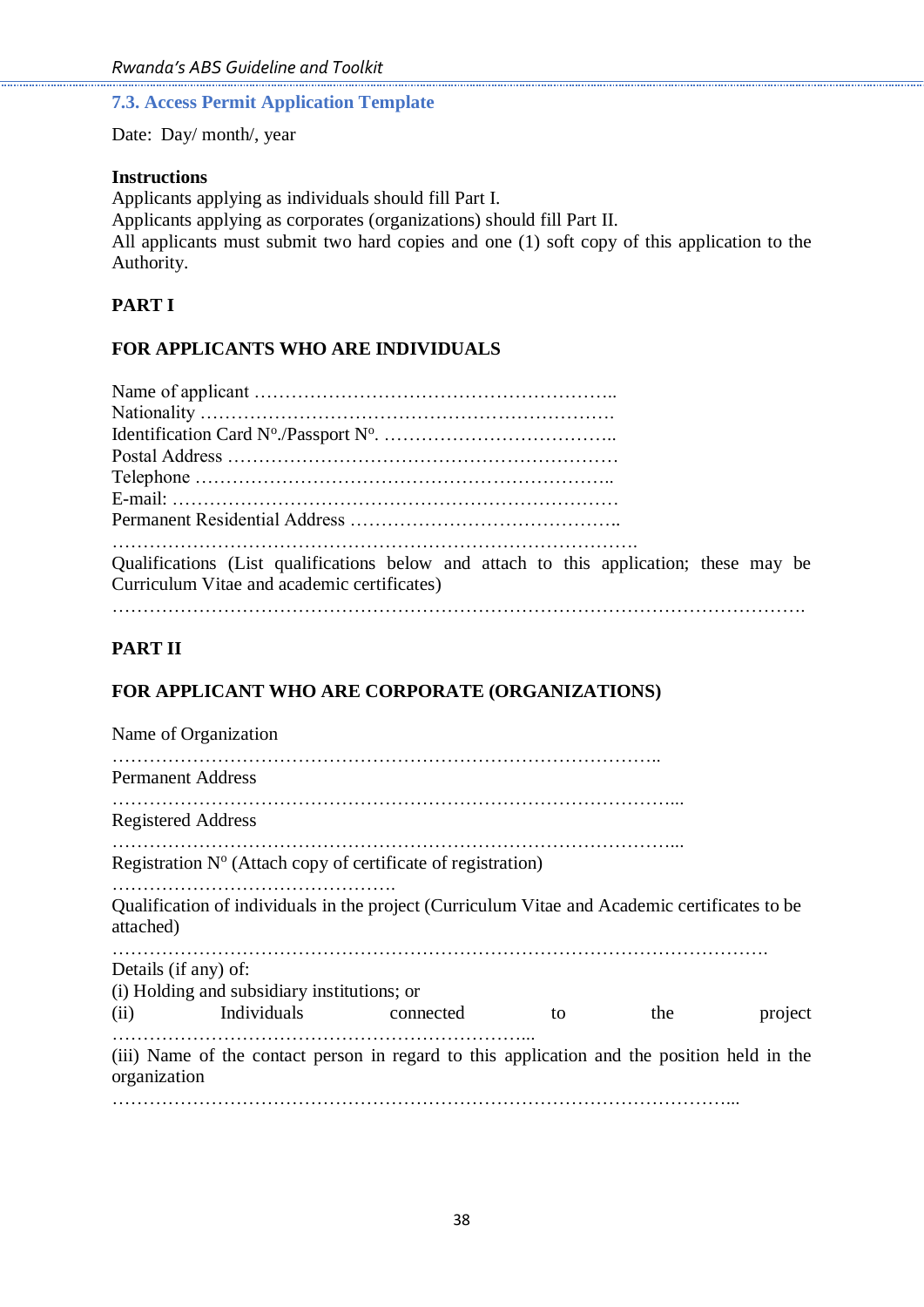### 7.3. Access Permit Application Template

Date: Day/ month/, year

**Instructions**
Applicants applying as individuals should fill Part I.
Applicants applying as corporates (organizations) should fill Part II.
All applicants must submit two hard copies and one (1) soft copy of this application to the Authority.

**PART I**

**FOR APPLICANTS WHO ARE INDIVIDUALS**

Name of applicant …………………………………………………..
Nationality …………………………………………………………
Identification Card N°./Passport N°. ………………………………..
Postal Address ………………………………………………………
Telephone …………………………………………………………..
E-mail: ………………………………………………………………
Permanent Residential Address ……………………………………..
…………………………………………………………………………….
Qualifications (List qualifications below and attach to this application; these may be Curriculum Vitae and academic certificates)
…………………………………………………………………………………………………….

**PART II**

**FOR APPLICANT WHO ARE CORPORATE (ORGANIZATIONS)**

Name of Organization
…………………………………………………………………………..
Permanent Address
…………………………………………………………………………...
Registered Address
…………………………………………………………………………...
Registration N° (Attach copy of certificate of registration)
……………………………………….
Qualification of individuals in the project (Curriculum Vitae and Academic certificates to be attached)
…………………………………………………………………………………………….
Details (if any) of:
(i) Holding and subsidiary institutions; or
(ii) Individuals connected to the project
…………………………………………………………...
(iii) Name of the contact person in regard to this application and the position held in the organization
…………………………………………………………………………………...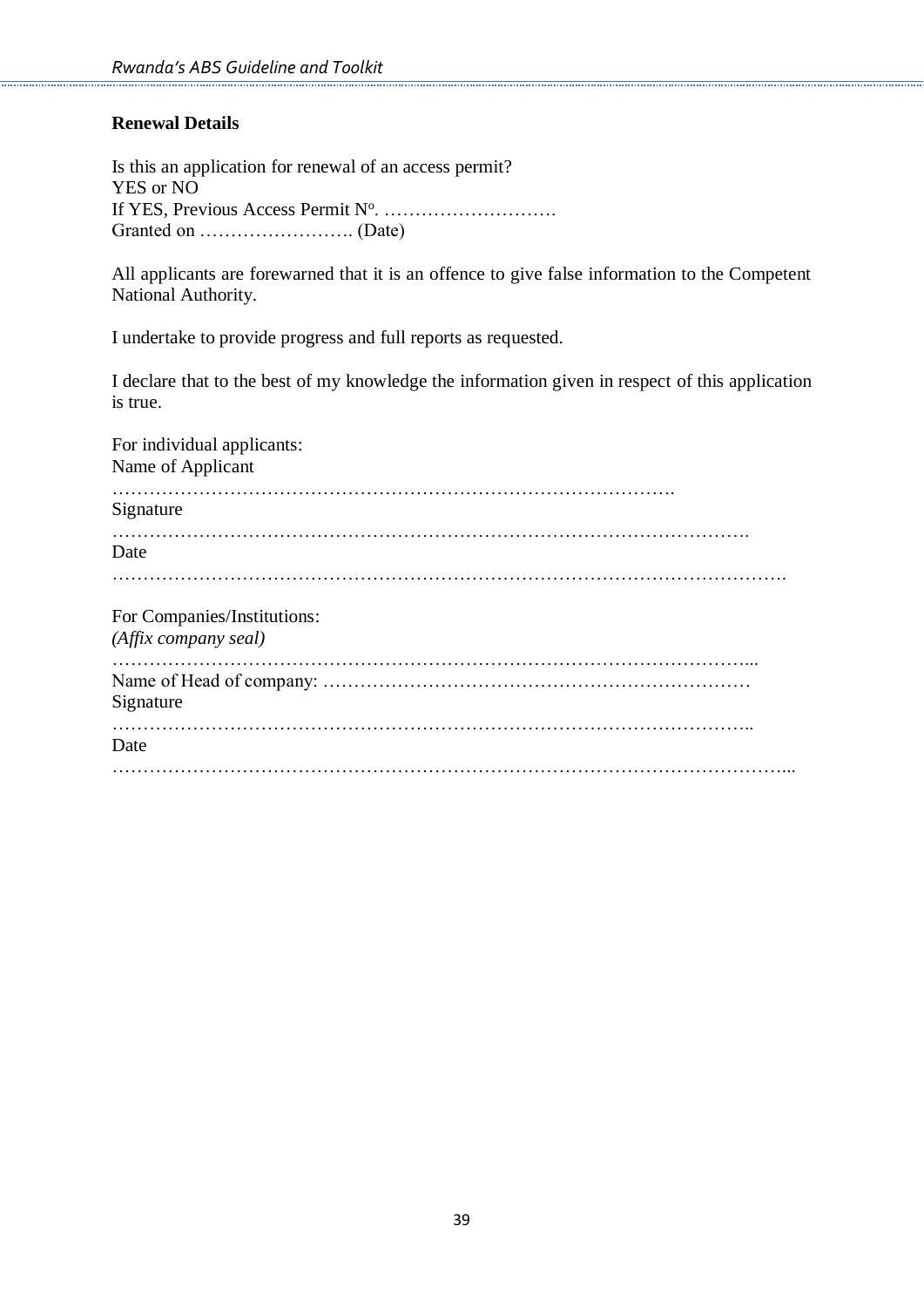**Renewal Details**

Is this an application for renewal of an access permit?
YES or NO
If YES, Previous Access Permit Nº. ……………………….
Granted on ……………………. (Date)

All applicants are forewarned that it is an offence to give false information to the Competent National Authority.

I undertake to provide progress and full reports as requested.

I declare that to the best of my knowledge the information given in respect of this application is true.

For individual applicants:
Name of Applicant
…………………………………………………………………………….
Signature
……………………………………………………………………………………….
Date
………………………………………………………………………………………….

For Companies/Institutions:
*(Affix company seal)*
……………………………………………………………………………………...
Name of Head of company: ……………………………………………………………
Signature
……………………………………………………………………………………..
Date
…………………………………………………………………………………………...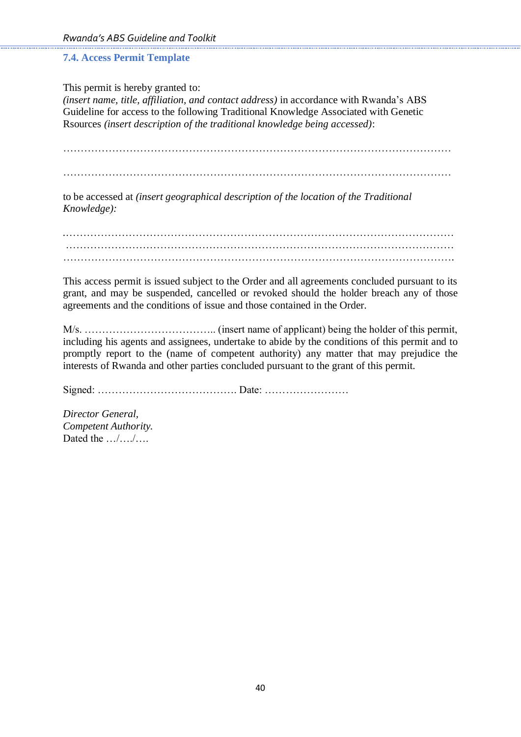### 7.4. Access Permit Template

This permit is hereby granted to:
*(insert name, title, affiliation, and contact address)* in accordance with Rwanda's ABS Guideline for access to the following Traditional Knowledge Associated with Genetic Rsources *(insert description of the traditional knowledge being accessed)*:

…………………………………………………………………………………………………

…………………………………………………………………………………………………

to be accessed at *(insert geographical description of the location of the Traditional Knowledge):*

…………………………………………………………………………………………………
…………………………………………………………………………………………………
…………………………………………………………………………………………………

This access permit is issued subject to the Order and all agreements concluded pursuant to its grant, and may be suspended, cancelled or revoked should the holder breach any of those agreements and the conditions of issue and those contained in the Order.

M/s. ……………………………….. (insert name of applicant) being the holder of this permit, including his agents and assignees, undertake to abide by the conditions of this permit and to promptly report to the (name of competent authority) any matter that may prejudice the interests of Rwanda and other parties concluded pursuant to the grant of this permit.

Signed: …………………………………. Date: ……………………

*Director General,*
*Competent Authority.*
Dated the …/…./….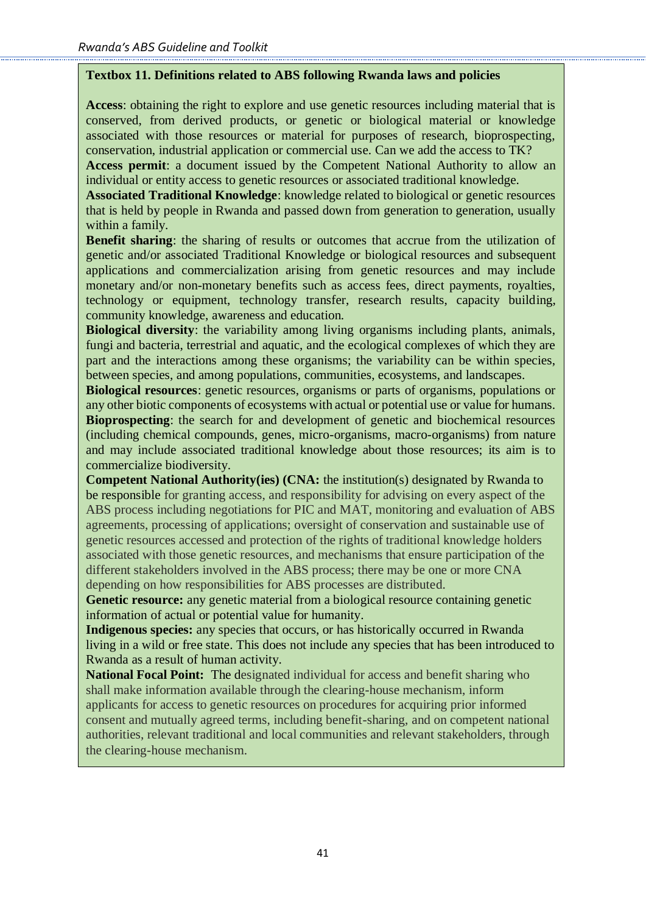**Textbox 11. Definitions related to ABS following Rwanda laws and policies**

**Access**: obtaining the right to explore and use genetic resources including material that is conserved, from derived products, or genetic or biological material or knowledge associated with those resources or material for purposes of research, bioprospecting, conservation, industrial application or commercial use. Can we add the access to TK?

**Access permit**: a document issued by the Competent National Authority to allow an individual or entity access to genetic resources or associated traditional knowledge.

**Associated Traditional Knowledge**: knowledge related to biological or genetic resources that is held by people in Rwanda and passed down from generation to generation, usually within a family.

**Benefit sharing**: the sharing of results or outcomes that accrue from the utilization of genetic and/or associated Traditional Knowledge or biological resources and subsequent applications and commercialization arising from genetic resources and may include monetary and/or non-monetary benefits such as access fees, direct payments, royalties, technology or equipment, technology transfer, research results, capacity building, community knowledge, awareness and education.

**Biological diversity**: the variability among living organisms including plants, animals, fungi and bacteria, terrestrial and aquatic, and the ecological complexes of which they are part and the interactions among these organisms; the variability can be within species, between species, and among populations, communities, ecosystems, and landscapes.

**Biological resources**: genetic resources, organisms or parts of organisms, populations or any other biotic components of ecosystems with actual or potential use or value for humans.

**Bioprospecting**: the search for and development of genetic and biochemical resources (including chemical compounds, genes, micro-organisms, macro-organisms) from nature and may include associated traditional knowledge about those resources; its aim is to commercialize biodiversity.

**Competent National Authority(ies) (CNA:** the institution(s) designated by Rwanda to be responsible for granting access, and responsibility for advising on every aspect of the ABS process including negotiations for PIC and MAT, monitoring and evaluation of ABS agreements, processing of applications; oversight of conservation and sustainable use of genetic resources accessed and protection of the rights of traditional knowledge holders associated with those genetic resources, and mechanisms that ensure participation of the different stakeholders involved in the ABS process; there may be one or more CNA depending on how responsibilities for ABS processes are distributed.

**Genetic resource:** any genetic material from a biological resource containing genetic information of actual or potential value for humanity.

**Indigenous species:** any species that occurs, or has historically occurred in Rwanda living in a wild or free state. This does not include any species that has been introduced to Rwanda as a result of human activity.

**National Focal Point:** The designated individual for access and benefit sharing who shall make information available through the clearing-house mechanism, inform applicants for access to genetic resources on procedures for acquiring prior informed consent and mutually agreed terms, including benefit-sharing, and on competent national authorities, relevant traditional and local communities and relevant stakeholders, through the clearing-house mechanism.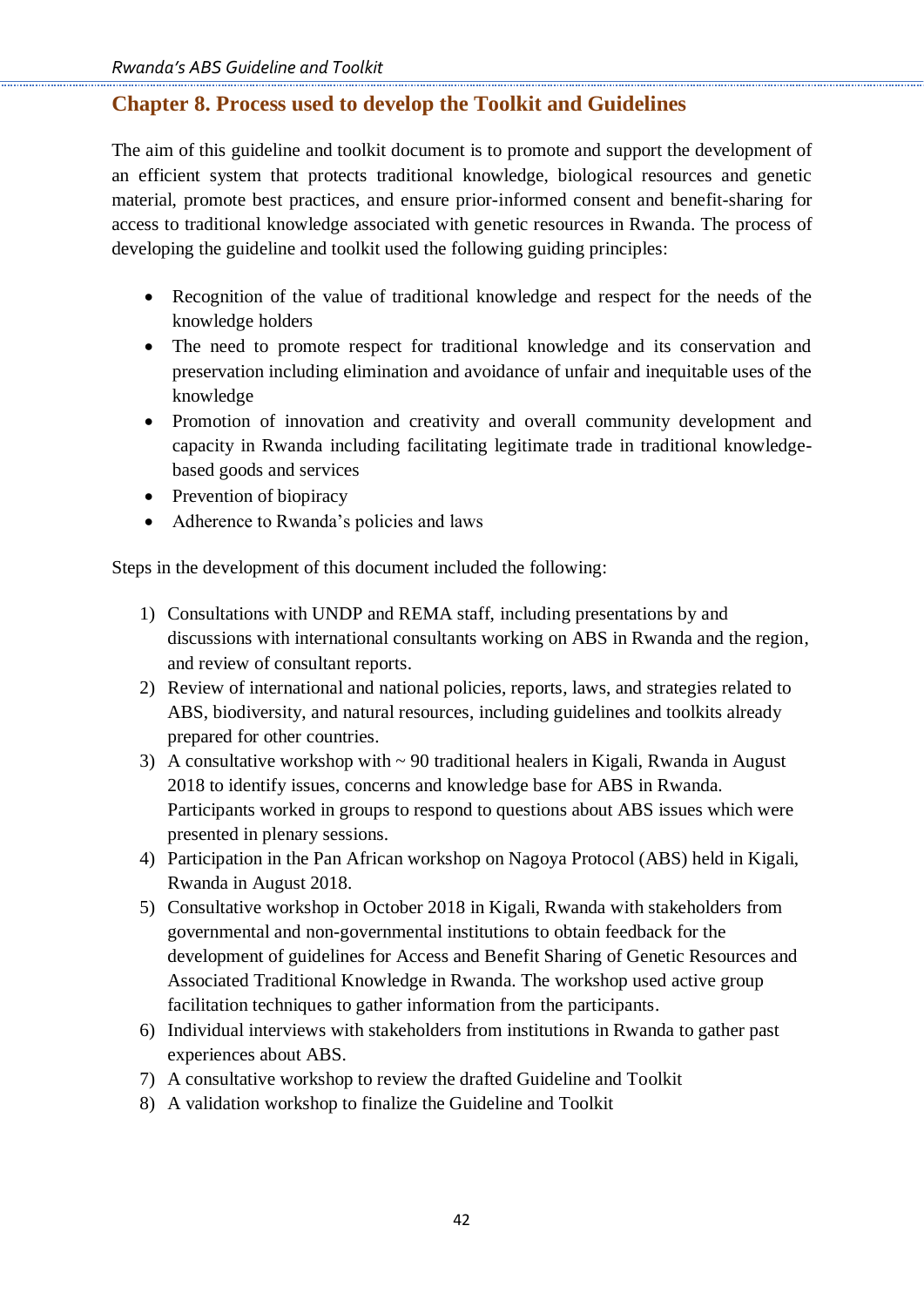# Chapter 8. Process used to develop the Toolkit and Guidelines

The aim of this guideline and toolkit document is to promote and support the development of an efficient system that protects traditional knowledge, biological resources and genetic material, promote best practices, and ensure prior-informed consent and benefit-sharing for access to traditional knowledge associated with genetic resources in Rwanda. The process of developing the guideline and toolkit used the following guiding principles:

- Recognition of the value of traditional knowledge and respect for the needs of the knowledge holders
- The need to promote respect for traditional knowledge and its conservation and preservation including elimination and avoidance of unfair and inequitable uses of the knowledge
- Promotion of innovation and creativity and overall community development and capacity in Rwanda including facilitating legitimate trade in traditional knowledge-based goods and services
- Prevention of biopiracy
- Adherence to Rwanda's policies and laws

Steps in the development of this document included the following:

1) Consultations with UNDP and REMA staff, including presentations by and discussions with international consultants working on ABS in Rwanda and the region, and review of consultant reports.
2) Review of international and national policies, reports, laws, and strategies related to ABS, biodiversity, and natural resources, including guidelines and toolkits already prepared for other countries.
3) A consultative workshop with ~ 90 traditional healers in Kigali, Rwanda in August 2018 to identify issues, concerns and knowledge base for ABS in Rwanda. Participants worked in groups to respond to questions about ABS issues which were presented in plenary sessions.
4) Participation in the Pan African workshop on Nagoya Protocol (ABS) held in Kigali, Rwanda in August 2018.
5) Consultative workshop in October 2018 in Kigali, Rwanda with stakeholders from governmental and non-governmental institutions to obtain feedback for the development of guidelines for Access and Benefit Sharing of Genetic Resources and Associated Traditional Knowledge in Rwanda. The workshop used active group facilitation techniques to gather information from the participants.
6) Individual interviews with stakeholders from institutions in Rwanda to gather past experiences about ABS.
7) A consultative workshop to review the drafted Guideline and Toolkit
8) A validation workshop to finalize the Guideline and Toolkit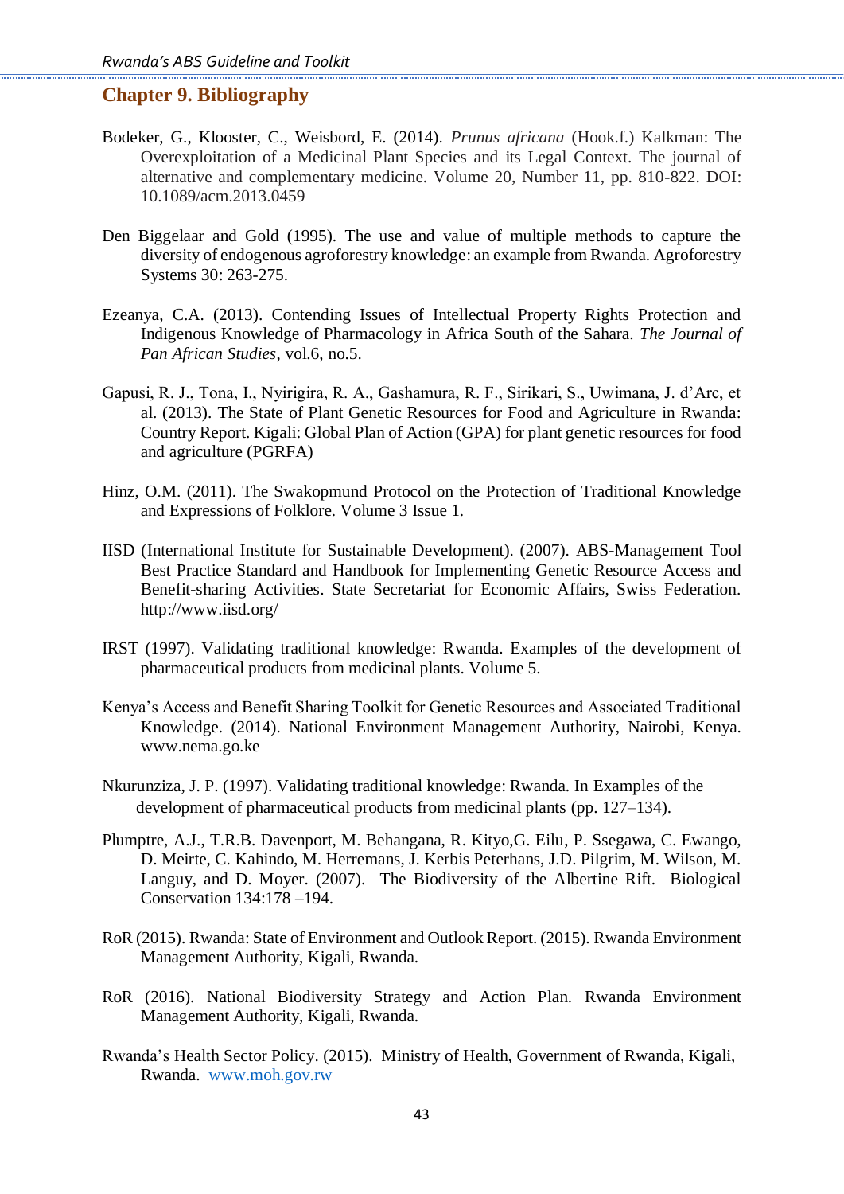# Chapter 9. Bibliography

Bodeker, G., Klooster, C., Weisbord, E. (2014). *Prunus africana* (Hook.f.) Kalkman: The Overexploitation of a Medicinal Plant Species and its Legal Context. The journal of alternative and complementary medicine. Volume 20, Number 11, pp. 810-822. DOI: 10.1089/acm.2013.0459

Den Biggelaar and Gold (1995). The use and value of multiple methods to capture the diversity of endogenous agroforestry knowledge: an example from Rwanda. Agroforestry Systems 30: 263-275.

Ezeanya, C.A. (2013). Contending Issues of Intellectual Property Rights Protection and Indigenous Knowledge of Pharmacology in Africa South of the Sahara. *The Journal of Pan African Studies*, vol.6, no.5.

Gapusi, R. J., Tona, I., Nyirigira, R. A., Gashamura, R. F., Sirikari, S., Uwimana, J. d'Arc, et al. (2013). The State of Plant Genetic Resources for Food and Agriculture in Rwanda: Country Report. Kigali: Global Plan of Action (GPA) for plant genetic resources for food and agriculture (PGRFA)

Hinz, O.M. (2011). The Swakopmund Protocol on the Protection of Traditional Knowledge and Expressions of Folklore. Volume 3 Issue 1.

IISD (International Institute for Sustainable Development). (2007). ABS-Management Tool Best Practice Standard and Handbook for Implementing Genetic Resource Access and Benefit-sharing Activities. State Secretariat for Economic Affairs, Swiss Federation. http://www.iisd.org/

IRST (1997). Validating traditional knowledge: Rwanda. Examples of the development of pharmaceutical products from medicinal plants. Volume 5.

Kenya's Access and Benefit Sharing Toolkit for Genetic Resources and Associated Traditional Knowledge. (2014). National Environment Management Authority, Nairobi, Kenya. www.nema.go.ke

Nkurunziza, J. P. (1997). Validating traditional knowledge: Rwanda. In Examples of the development of pharmaceutical products from medicinal plants (pp. 127–134).

Plumptre, A.J., T.R.B. Davenport, M. Behangana, R. Kityo,G. Eilu, P. Ssegawa, C. Ewango, D. Meirte, C. Kahindo, M. Herremans, J. Kerbis Peterhans, J.D. Pilgrim, M. Wilson, M. Languy, and D. Moyer. (2007). The Biodiversity of the Albertine Rift. Biological Conservation 134:178 –194.

RoR (2015). Rwanda: State of Environment and Outlook Report. (2015). Rwanda Environment Management Authority, Kigali, Rwanda.

RoR (2016). National Biodiversity Strategy and Action Plan. Rwanda Environment Management Authority, Kigali, Rwanda.

Rwanda's Health Sector Policy. (2015). Ministry of Health, Government of Rwanda, Kigali, Rwanda. www.moh.gov.rw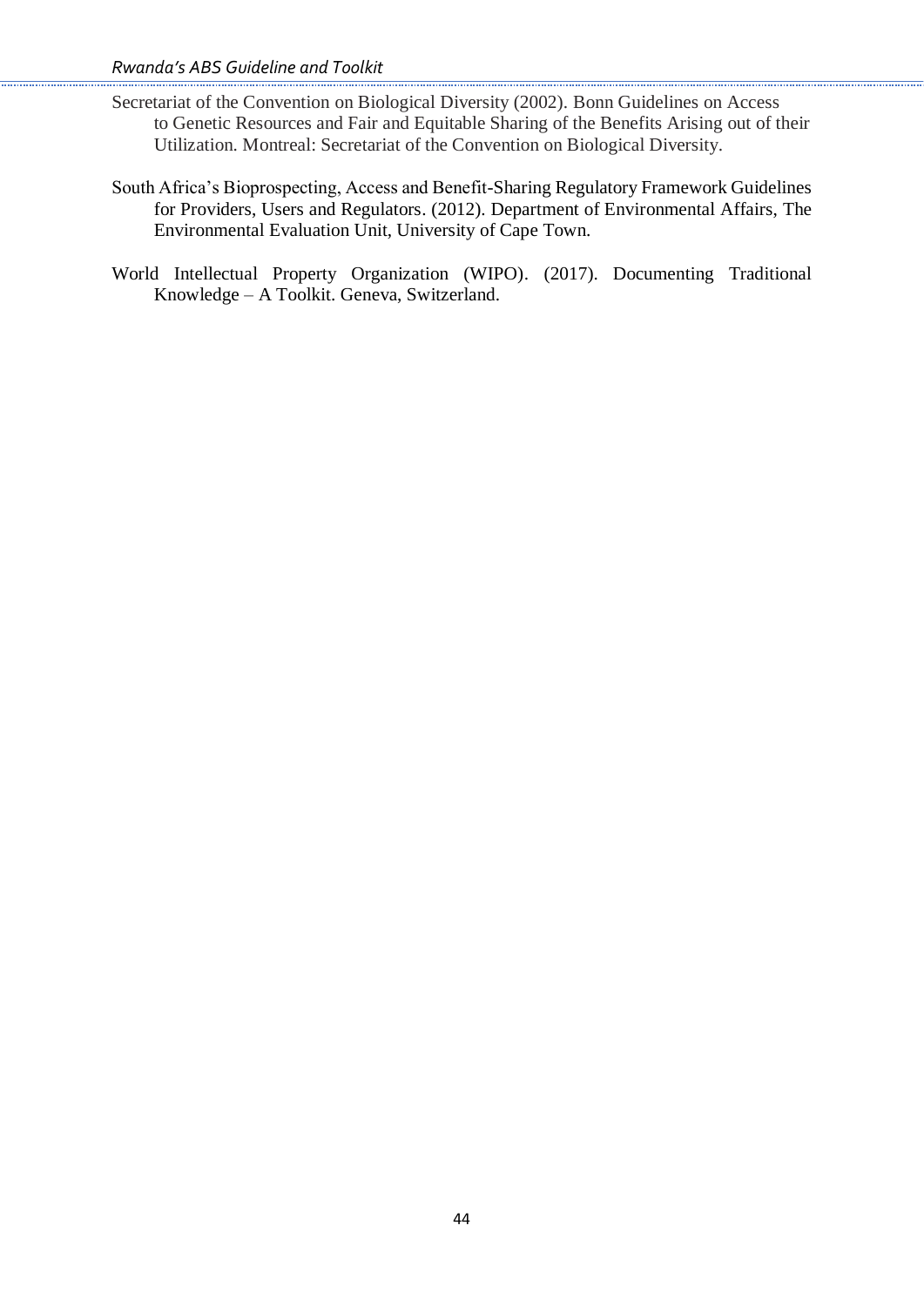Secretariat of the Convention on Biological Diversity (2002). Bonn Guidelines on Access to Genetic Resources and Fair and Equitable Sharing of the Benefits Arising out of their Utilization. Montreal: Secretariat of the Convention on Biological Diversity.

South Africa's Bioprospecting, Access and Benefit-Sharing Regulatory Framework Guidelines for Providers, Users and Regulators. (2012). Department of Environmental Affairs, The Environmental Evaluation Unit, University of Cape Town.

World Intellectual Property Organization (WIPO). (2017). Documenting Traditional Knowledge – A Toolkit. Geneva, Switzerland.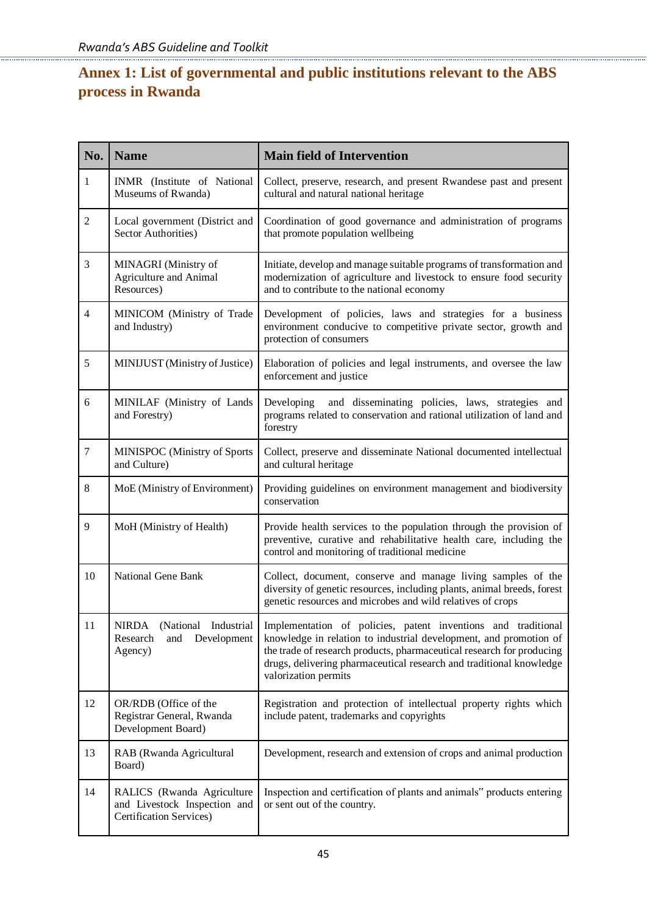## Annex 1: List of governmental and public institutions relevant to the ABS process in Rwanda

| No. | Name | Main field of Intervention |
|---|---|---|
| 1 | INMR (Institute of National Museums of Rwanda) | Collect, preserve, research, and present Rwandese past and present cultural and natural national heritage |
| 2 | Local government (District and Sector Authorities) | Coordination of good governance and administration of programs that promote population wellbeing |
| 3 | MINAGRI (Ministry of Agriculture and Animal Resources) | Initiate, develop and manage suitable programs of transformation and modernization of agriculture and livestock to ensure food security and to contribute to the national economy |
| 4 | MINICOM (Ministry of Trade and Industry) | Development of policies, laws and strategies for a business environment conducive to competitive private sector, growth and protection of consumers |
| 5 | MINIJUST (Ministry of Justice) | Elaboration of policies and legal instruments, and oversee the law enforcement and justice |
| 6 | MINILAF (Ministry of Lands and Forestry) | Developing and disseminating policies, laws, strategies and programs related to conservation and rational utilization of land and forestry |
| 7 | MINISPOC (Ministry of Sports and Culture) | Collect, preserve and disseminate National documented intellectual and cultural heritage |
| 8 | MoE (Ministry of Environment) | Providing guidelines on environment management and biodiversity conservation |
| 9 | MoH (Ministry of Health) | Provide health services to the population through the provision of preventive, curative and rehabilitative health care, including the control and monitoring of traditional medicine |
| 10 | National Gene Bank | Collect, document, conserve and manage living samples of the diversity of genetic resources, including plants, animal breeds, forest genetic resources and microbes and wild relatives of crops |
| 11 | NIRDA (National Industrial Research and Development Agency) | Implementation of policies, patent inventions and traditional knowledge in relation to industrial development, and promotion of the trade of research products, pharmaceutical research for producing drugs, delivering pharmaceutical research and traditional knowledge valorization permits |
| 12 | OR/RDB (Office of the Registrar General, Rwanda Development Board) | Registration and protection of intellectual property rights which include patent, trademarks and copyrights |
| 13 | RAB (Rwanda Agricultural Board) | Development, research and extension of crops and animal production |
| 14 | RALICS (Rwanda Agriculture and Livestock Inspection and Certification Services) | Inspection and certification of plants and animals" products entering or sent out of the country. |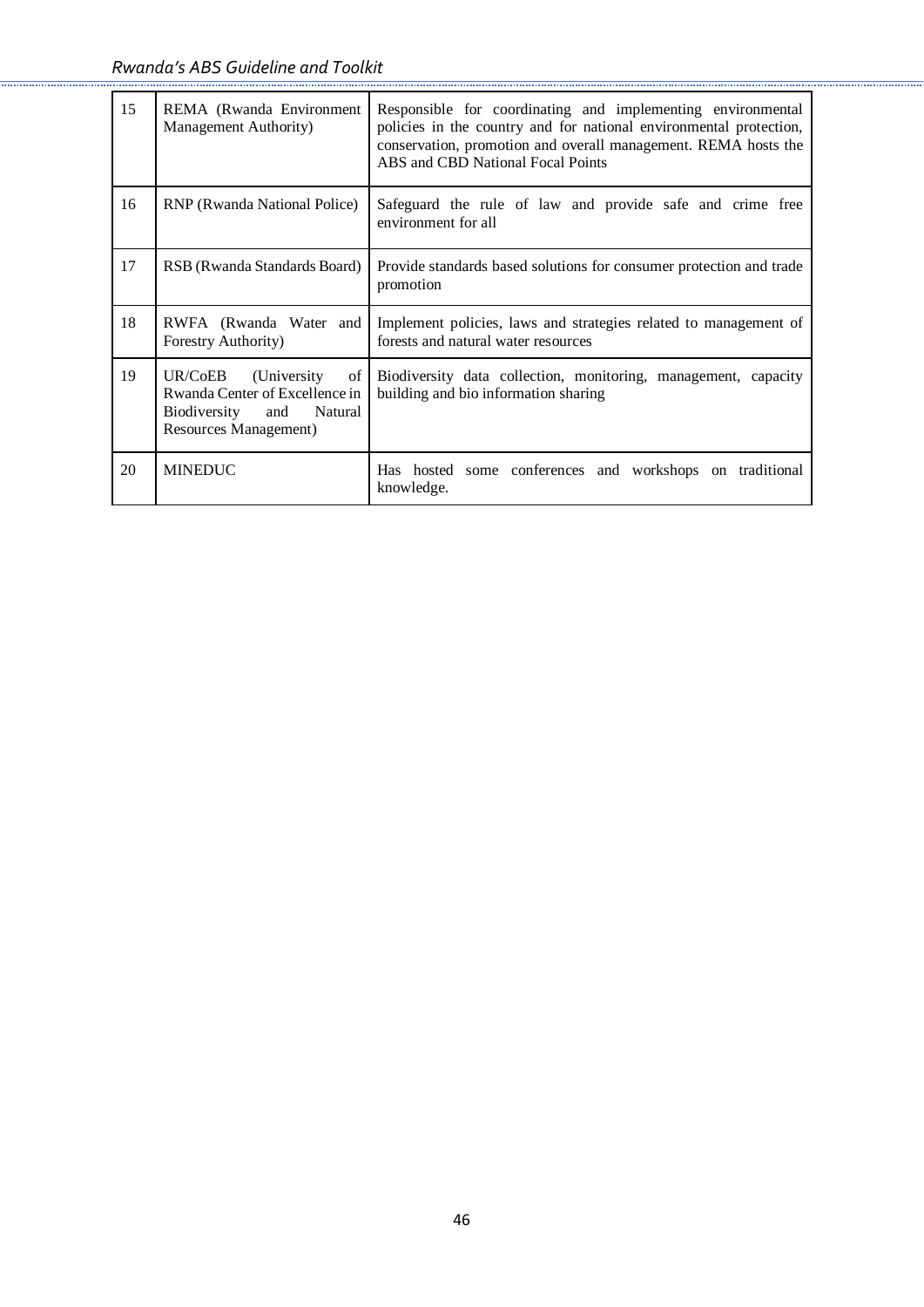| | | |
|---|---|---|
| 15 | REMA (Rwanda Environment Management Authority) | Responsible for coordinating and implementing environmental policies in the country and for national environmental protection, conservation, promotion and overall management. REMA hosts the ABS and CBD National Focal Points |
| 16 | RNP (Rwanda National Police) | Safeguard the rule of law and provide safe and crime free environment for all |
| 17 | RSB (Rwanda Standards Board) | Provide standards based solutions for consumer protection and trade promotion |
| 18 | RWFA (Rwanda Water and Forestry Authority) | Implement policies, laws and strategies related to management of forests and natural water resources |
| 19 | UR/CoEB (University of Rwanda Center of Excellence in Biodiversity and Natural Resources Management) | Biodiversity data collection, monitoring, management, capacity building and bio information sharing |
| 20 | MINEDUC | Has hosted some conferences and workshops on traditional knowledge. |